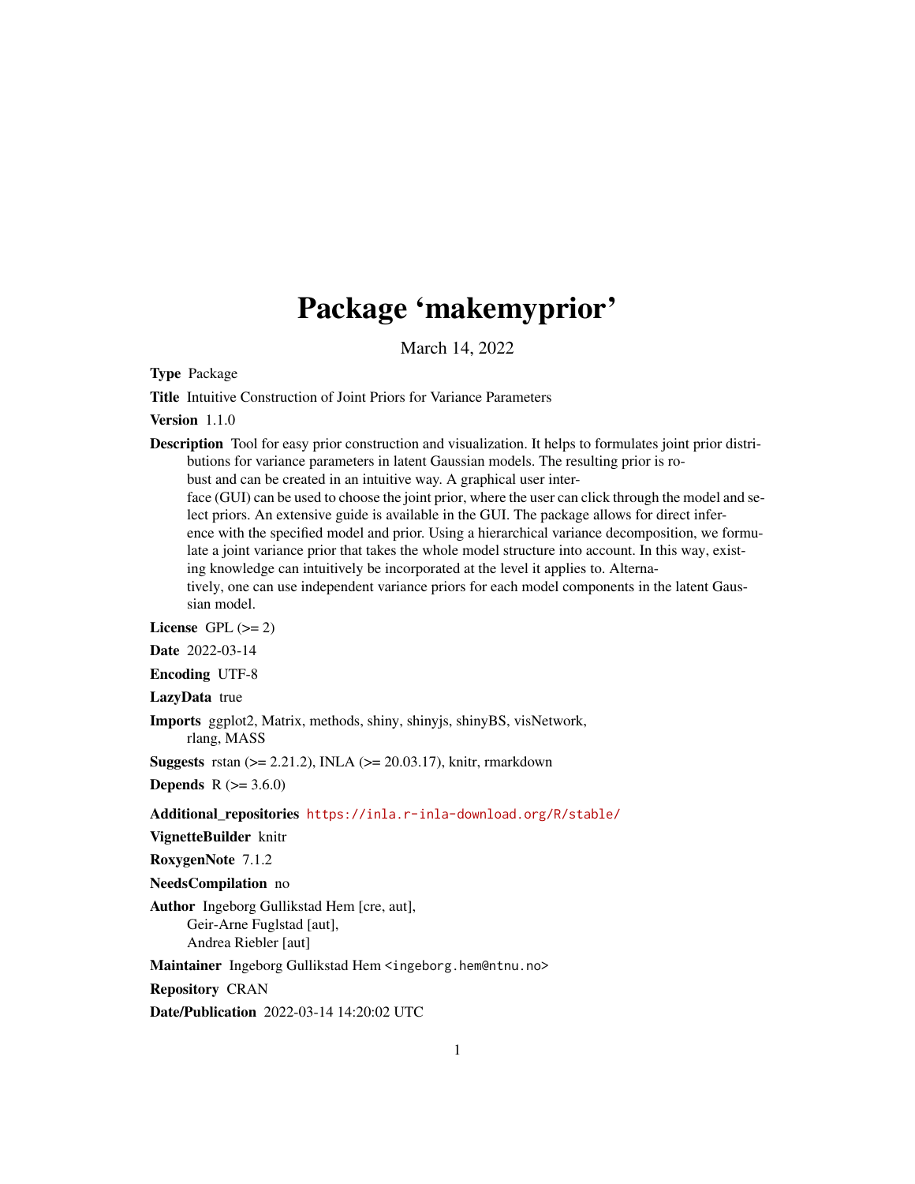# Package 'makemyprior'

March 14, 2022

**Type** Package

**Title** Intuitive Construction of Joint Priors for Variance Parameters

**Version** 1.1.0

**Description** Tool for easy prior construction and visualization. It helps to formulates joint prior distributions for variance parameters in latent Gaussian models. The resulting prior is robust and can be created in an intuitive way. A graphical user interface (GUI) can be used to choose the joint prior, where the user can click through the model and select priors. An extensive guide is available in the GUI. The package allows for direct inference with the specified model and prior. Using a hierarchical variance decomposition, we formulate a joint variance prior that takes the whole model structure into account. In this way, existing knowledge can intuitively be incorporated at the level it applies to. Alternatively, one can use independent variance priors for each model components in the latent Gaussian model.

**License** GPL (>= 2)

**Date** 2022-03-14

**Encoding** UTF-8

**LazyData** true

**Imports** ggplot2, Matrix, methods, shiny, shinyjs, shinyBS, visNetwork, rlang, MASS

**Suggests** rstan (>= 2.21.2), INLA (>= 20.03.17), knitr, rmarkdown

**Depends** R (>= 3.6.0)

**Additional_repositories** https://inla.r-inla-download.org/R/stable/

**VignetteBuilder** knitr

**RoxygenNote** 7.1.2

**NeedsCompilation** no

**Author** Ingeborg Gullikstad Hem [cre, aut],
Geir-Arne Fuglstad [aut],
Andrea Riebler [aut]

**Maintainer** Ingeborg Gullikstad Hem <ingeborg.hem@ntnu.no>

**Repository** CRAN

**Date/Publication** 2022-03-14 14:20:02 UTC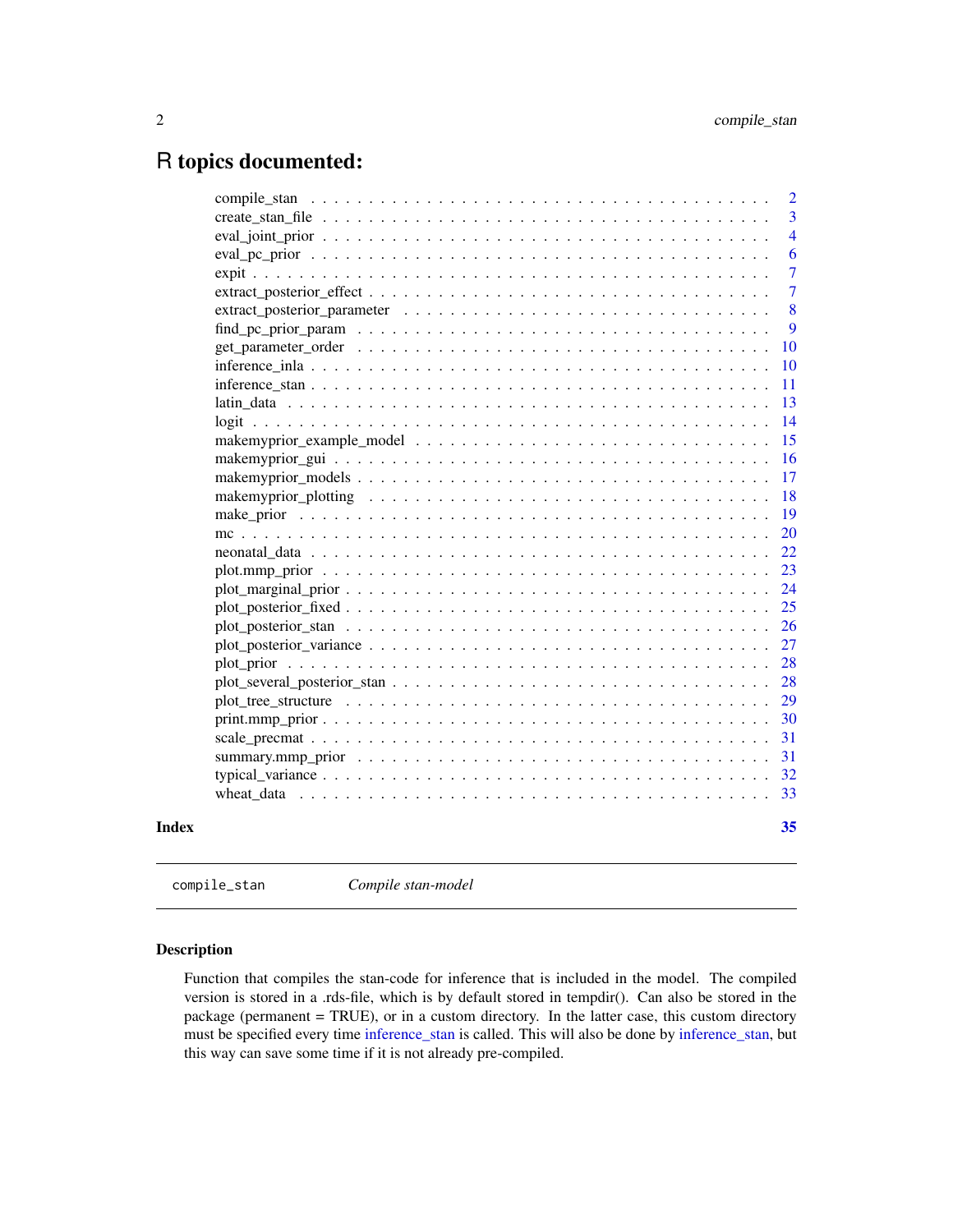# R topics documented:

compile_stan . . . . . . . . . . . . . . . . . . . . . . . . . . . . . . . . . . . . . . 2
create_stan_file . . . . . . . . . . . . . . . . . . . . . . . . . . . . . . . . . . . . . 3
eval_joint_prior . . . . . . . . . . . . . . . . . . . . . . . . . . . . . . . . . . . . . 4
eval_pc_prior . . . . . . . . . . . . . . . . . . . . . . . . . . . . . . . . . . . . . . 6
expit . . . . . . . . . . . . . . . . . . . . . . . . . . . . . . . . . . . . . . . . . . 7
extract_posterior_effect . . . . . . . . . . . . . . . . . . . . . . . . . . . . . . . . 7
extract_posterior_parameter . . . . . . . . . . . . . . . . . . . . . . . . . . . . . . 8
find_pc_prior_param . . . . . . . . . . . . . . . . . . . . . . . . . . . . . . . . . . 9
get_parameter_order . . . . . . . . . . . . . . . . . . . . . . . . . . . . . . . . . . 10
inference_inla . . . . . . . . . . . . . . . . . . . . . . . . . . . . . . . . . . . . . 10
inference_stan . . . . . . . . . . . . . . . . . . . . . . . . . . . . . . . . . . . . . 11
latin_data . . . . . . . . . . . . . . . . . . . . . . . . . . . . . . . . . . . . . . . 13
logit . . . . . . . . . . . . . . . . . . . . . . . . . . . . . . . . . . . . . . . . . . 14
makemyprior_example_model . . . . . . . . . . . . . . . . . . . . . . . . . . . . . . 15
makemyprior_gui . . . . . . . . . . . . . . . . . . . . . . . . . . . . . . . . . . . . 16
makemyprior_models . . . . . . . . . . . . . . . . . . . . . . . . . . . . . . . . . . 17
makemyprior_plotting . . . . . . . . . . . . . . . . . . . . . . . . . . . . . . . . . 18
make_prior . . . . . . . . . . . . . . . . . . . . . . . . . . . . . . . . . . . . . . . 19
mc . . . . . . . . . . . . . . . . . . . . . . . . . . . . . . . . . . . . . . . . . . . 20
neonatal_data . . . . . . . . . . . . . . . . . . . . . . . . . . . . . . . . . . . . . 22
plot.mmp_prior . . . . . . . . . . . . . . . . . . . . . . . . . . . . . . . . . . . . . 23
plot_marginal_prior . . . . . . . . . . . . . . . . . . . . . . . . . . . . . . . . . . 24
plot_posterior_fixed . . . . . . . . . . . . . . . . . . . . . . . . . . . . . . . . . . 25
plot_posterior_stan . . . . . . . . . . . . . . . . . . . . . . . . . . . . . . . . . . 26
plot_posterior_variance . . . . . . . . . . . . . . . . . . . . . . . . . . . . . . . . 27
plot_prior . . . . . . . . . . . . . . . . . . . . . . . . . . . . . . . . . . . . . . . 28
plot_several_posterior_stan . . . . . . . . . . . . . . . . . . . . . . . . . . . . . . 28
plot_tree_structure . . . . . . . . . . . . . . . . . . . . . . . . . . . . . . . . . . 29
print.mmp_prior . . . . . . . . . . . . . . . . . . . . . . . . . . . . . . . . . . . . 30
scale_precmat . . . . . . . . . . . . . . . . . . . . . . . . . . . . . . . . . . . . . 31
summary.mmp_prior . . . . . . . . . . . . . . . . . . . . . . . . . . . . . . . . . . . 31
typical_variance . . . . . . . . . . . . . . . . . . . . . . . . . . . . . . . . . . . . 32
wheat_data . . . . . . . . . . . . . . . . . . . . . . . . . . . . . . . . . . . . . . . 33

**Index** **35**

---

`compile_stan` *Compile stan-model*

---

### Description

Function that compiles the stan-code for inference that is included in the model. The compiled version is stored in a .rds-file, which is by default stored in tempdir(). Can also be stored in the package (permanent = TRUE), or in a custom directory. In the latter case, this custom directory must be specified every time inference_stan is called. This will also be done by inference_stan, but this way can save some time if it is not already pre-compiled.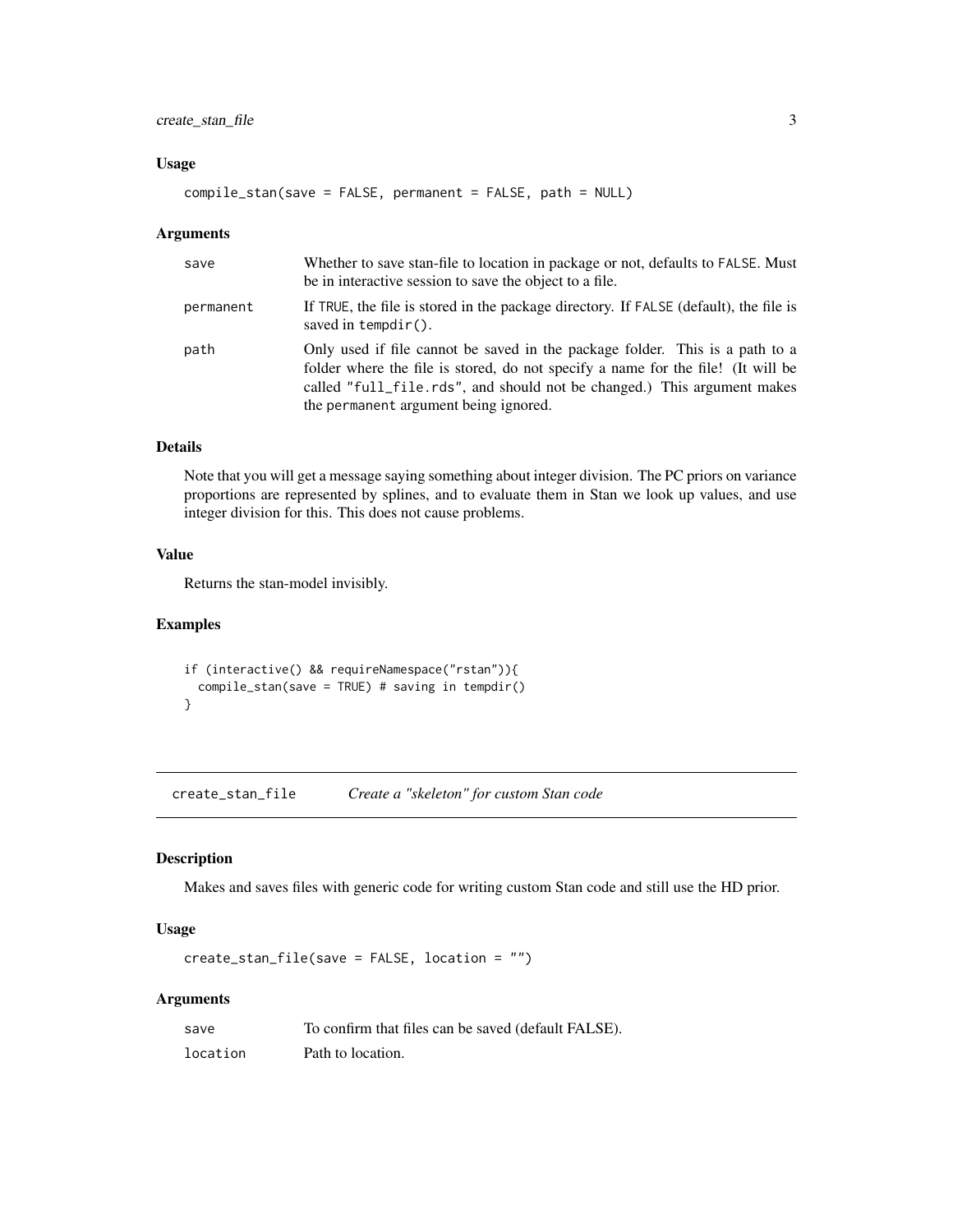### Usage

```
compile_stan(save = FALSE, permanent = FALSE, path = NULL)
```

### Arguments

| | |
|---|---|
| save | Whether to save stan-file to location in package or not, defaults to FALSE. Must be in interactive session to save the object to a file. |
| permanent | If TRUE, the file is stored in the package directory. If FALSE (default), the file is saved in tempdir(). |
| path | Only used if file cannot be saved in the package folder. This is a path to a folder where the file is stored, do not specify a name for the file! (It will be called "full_file.rds", and should not be changed.) This argument makes the permanent argument being ignored. |

### Details

Note that you will get a message saying something about integer division. The PC priors on variance proportions are represented by splines, and to evaluate them in Stan we look up values, and use integer division for this. This does not cause problems.

### Value

Returns the stan-model invisibly.

### Examples

```
if (interactive() && requireNamespace("rstan")){
  compile_stan(save = TRUE) # saving in tempdir()
}
```

---

## create_stan_file *Create a "skeleton" for custom Stan code*

### Description

Makes and saves files with generic code for writing custom Stan code and still use the HD prior.

### Usage

```
create_stan_file(save = FALSE, location = "")
```

### Arguments

| | |
|---|---|
| save | To confirm that files can be saved (default FALSE). |
| location | Path to location. |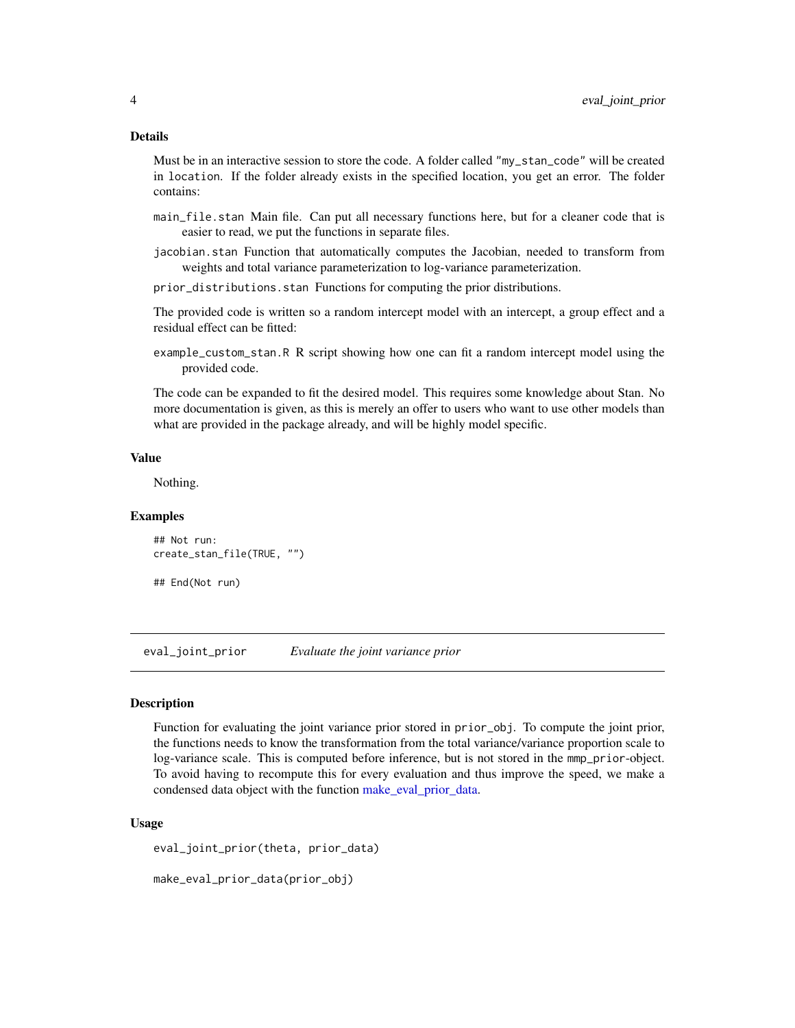### Details

Must be in an interactive session to store the code. A folder called `"my_stan_code"` will be created in `location`. If the folder already exists in the specified location, you get an error. The folder contains:

- `main_file.stan` Main file. Can put all necessary functions here, but for a cleaner code that is easier to read, we put the functions in separate files.
- `jacobian.stan` Function that automatically computes the Jacobian, needed to transform from weights and total variance parameterization to log-variance parameterization.
- `prior_distributions.stan` Functions for computing the prior distributions.

The provided code is written so a random intercept model with an intercept, a group effect and a residual effect can be fitted:

- `example_custom_stan.R` R script showing how one can fit a random intercept model using the provided code.

The code can be expanded to fit the desired model. This requires some knowledge about Stan. No more documentation is given, as this is merely an offer to users who want to use other models than what are provided in the package already, and will be highly model specific.

### Value

Nothing.

### Examples

```
## Not run:
create_stan_file(TRUE, "")

## End(Not run)
```

---

## eval_joint_prior *Evaluate the joint variance prior*

### Description

Function for evaluating the joint variance prior stored in `prior_obj`. To compute the joint prior, the functions needs to know the transformation from the total variance/variance proportion scale to log-variance scale. This is computed before inference, but is not stored in the `mmp_prior`-object. To avoid having to recompute this for every evaluation and thus improve the speed, we make a condensed data object with the function make_eval_prior_data.

### Usage

```
eval_joint_prior(theta, prior_data)

make_eval_prior_data(prior_obj)
```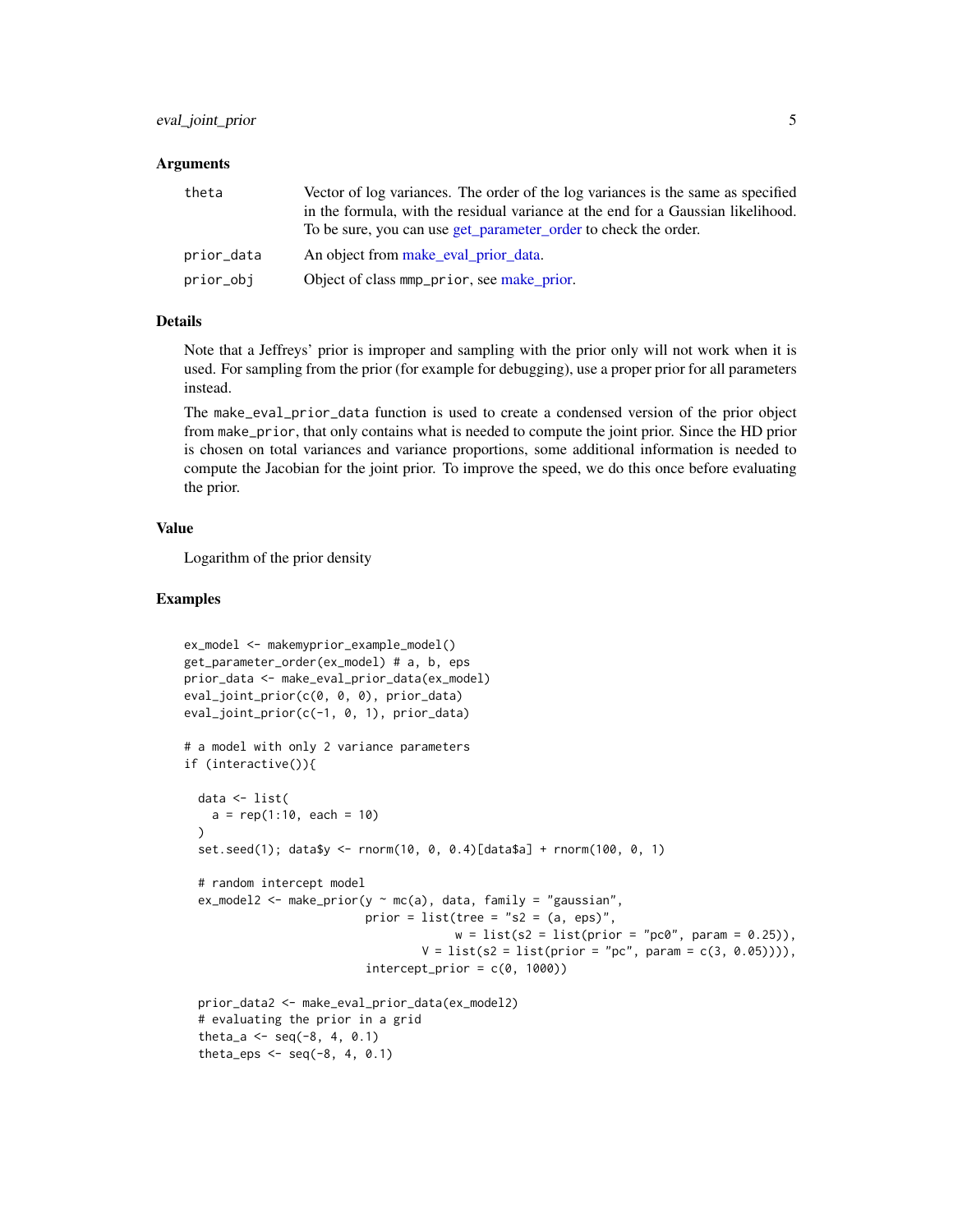### Arguments

| | |
|---|---|
| theta | Vector of log variances. The order of the log variances is the same as specified in the formula, with the residual variance at the end for a Gaussian likelihood. To be sure, you can use get_parameter_order to check the order. |
| prior_data | An object from make_eval_prior_data. |
| prior_obj | Object of class mmp_prior, see make_prior. |

### Details

Note that a Jeffreys' prior is improper and sampling with the prior only will not work when it is used. For sampling from the prior (for example for debugging), use a proper prior for all parameters instead.

The make_eval_prior_data function is used to create a condensed version of the prior object from make_prior, that only contains what is needed to compute the joint prior. Since the HD prior is chosen on total variances and variance proportions, some additional information is needed to compute the Jacobian for the joint prior. To improve the speed, we do this once before evaluating the prior.

### Value

Logarithm of the prior density

### Examples

```
ex_model <- makemyprior_example_model()
get_parameter_order(ex_model) # a, b, eps
prior_data <- make_eval_prior_data(ex_model)
eval_joint_prior(c(0, 0, 0), prior_data)
eval_joint_prior(c(-1, 0, 1), prior_data)

# a model with only 2 variance parameters
if (interactive()){

  data <- list(
    a = rep(1:10, each = 10)
  )
  set.seed(1); data$y <- rnorm(10, 0, 0.4)[data$a] + rnorm(100, 0, 1)

  # random intercept model
  ex_model2 <- make_prior(y ~ mc(a), data, family = "gaussian",
                          prior = list(tree = "s2 = (a, eps)",
                                       w = list(s2 = list(prior = "pc0", param = 0.25)),
                                   V = list(s2 = list(prior = "pc", param = c(3, 0.05)))),
                          intercept_prior = c(0, 1000))

  prior_data2 <- make_eval_prior_data(ex_model2)
  # evaluating the prior in a grid
  theta_a <- seq(-8, 4, 0.1)
  theta_eps <- seq(-8, 4, 0.1)
```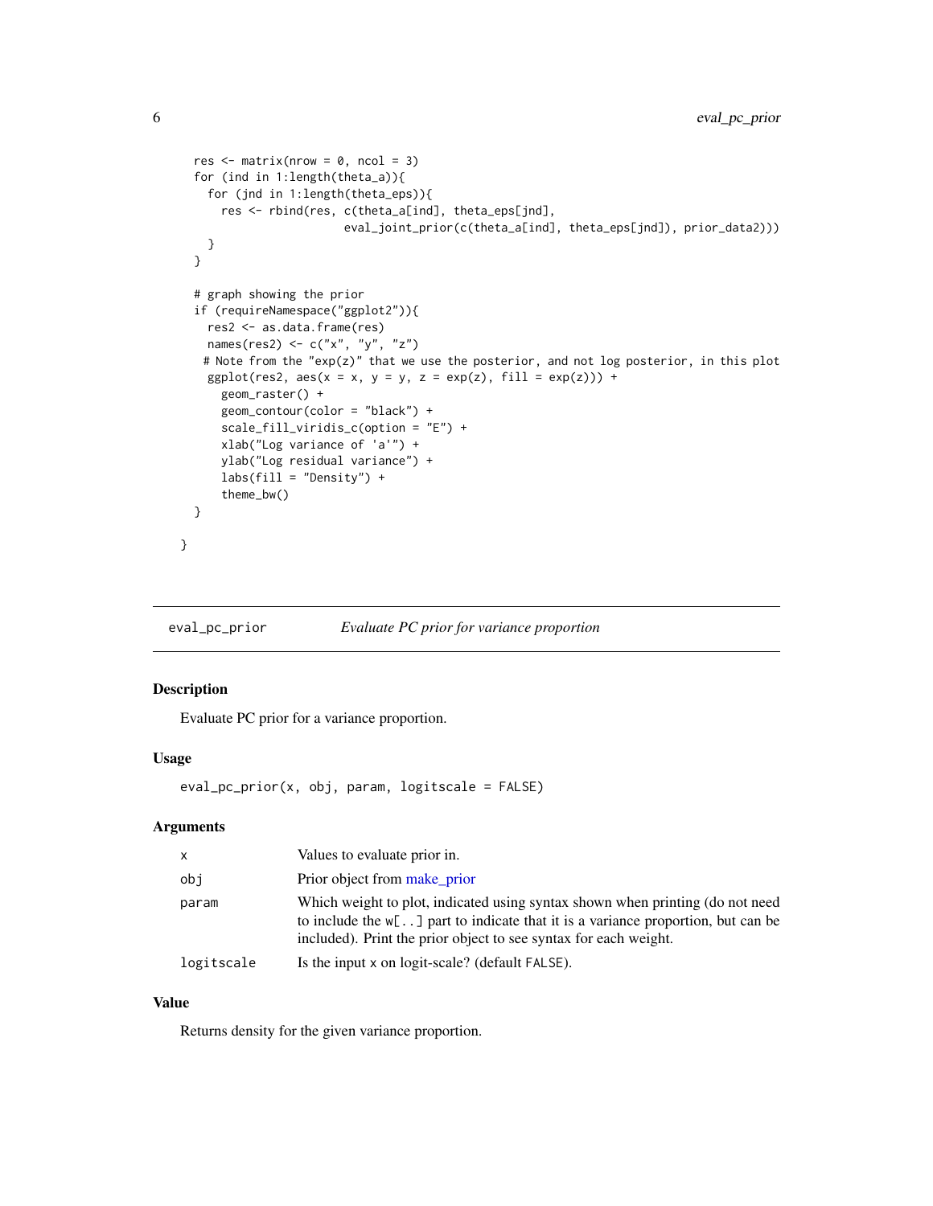```
  res <- matrix(nrow = 0, ncol = 3)
  for (ind in 1:length(theta_a)){
    for (jnd in 1:length(theta_eps)){
      res <- rbind(res, c(theta_a[ind], theta_eps[jnd],
                         eval_joint_prior(c(theta_a[ind], theta_eps[jnd]), prior_data2)))
    }
  }

  # graph showing the prior
  if (requireNamespace("ggplot2")){
    res2 <- as.data.frame(res)
    names(res2) <- c("x", "y", "z")
   # Note from the "exp(z)" that we use the posterior, and not log posterior, in this plot
    ggplot(res2, aes(x = x, y = y, z = exp(z), fill = exp(z))) +
      geom_raster() +
      geom_contour(color = "black") +
      scale_fill_viridis_c(option = "E") +
      xlab("Log variance of 'a'") +
      ylab("Log residual variance") +
      labs(fill = "Density") +
      theme_bw()
  }

}
```

---

`eval_pc_prior` *Evaluate PC prior for variance proportion*

---

### Description

Evaluate PC prior for a variance proportion.

### Usage

```
eval_pc_prior(x, obj, param, logitscale = FALSE)
```

### Arguments

| | |
|---|---|
| `x` | Values to evaluate prior in. |
| `obj` | Prior object from make_prior |
| `param` | Which weight to plot, indicated using syntax shown when printing (do not need to include the `w[..]` part to indicate that it is a variance proportion, but can be included). Print the prior object to see syntax for each weight. |
| `logitscale` | Is the input `x` on logit-scale? (default `FALSE`). |

### Value

Returns density for the given variance proportion.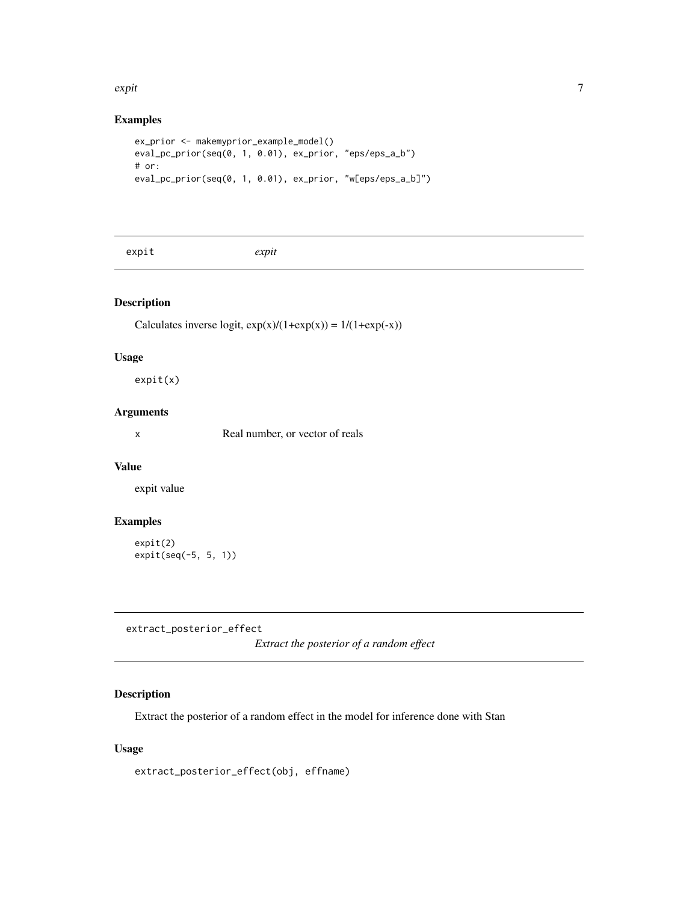### Examples

```
ex_prior <- makemyprior_example_model()
eval_pc_prior(seq(0, 1, 0.01), ex_prior, "eps/eps_a_b")
# or:
eval_pc_prior(seq(0, 1, 0.01), ex_prior, "w[eps/eps_a_b]")
```

---

## expit *expit*

---

### Description

Calculates inverse logit, exp(x)/(1+exp(x)) = 1/(1+exp(-x))

### Usage

```
expit(x)
```

### Arguments

| | |
|---|---|
| x | Real number, or vector of reals |

### Value

expit value

### Examples

```
expit(2)
expit(seq(-5, 5, 1))
```

---

## extract_posterior_effect *Extract the posterior of a random effect*

---

### Description

Extract the posterior of a random effect in the model for inference done with Stan

### Usage

```
extract_posterior_effect(obj, effname)
```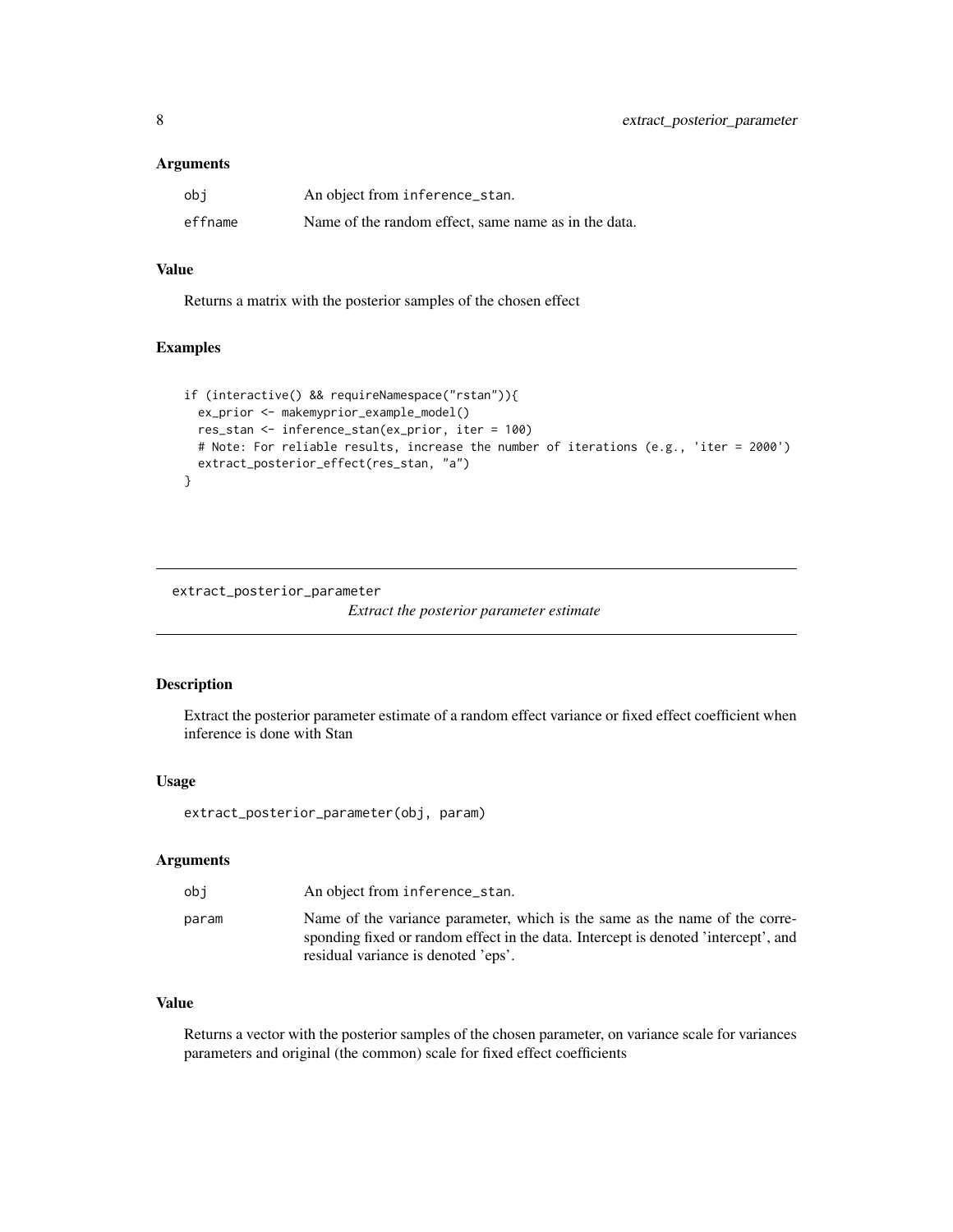### Arguments

| | |
|---|---|
| obj | An object from inference_stan. |
| effname | Name of the random effect, same name as in the data. |

### Value

Returns a matrix with the posterior samples of the chosen effect

### Examples

```
if (interactive() && requireNamespace("rstan")){
  ex_prior <- makemyprior_example_model()
  res_stan <- inference_stan(ex_prior, iter = 100)
  # Note: For reliable results, increase the number of iterations (e.g., 'iter = 2000')
  extract_posterior_effect(res_stan, "a")
}
```

---

## extract_posterior_parameter

*Extract the posterior parameter estimate*

---

### Description

Extract the posterior parameter estimate of a random effect variance or fixed effect coefficient when inference is done with Stan

### Usage

```
extract_posterior_parameter(obj, param)
```

### Arguments

| | |
|---|---|
| obj | An object from inference_stan. |
| param | Name of the variance parameter, which is the same as the name of the corresponding fixed or random effect in the data. Intercept is denoted 'intercept', and residual variance is denoted 'eps'. |

### Value

Returns a vector with the posterior samples of the chosen parameter, on variance scale for variances parameters and original (the common) scale for fixed effect coefficients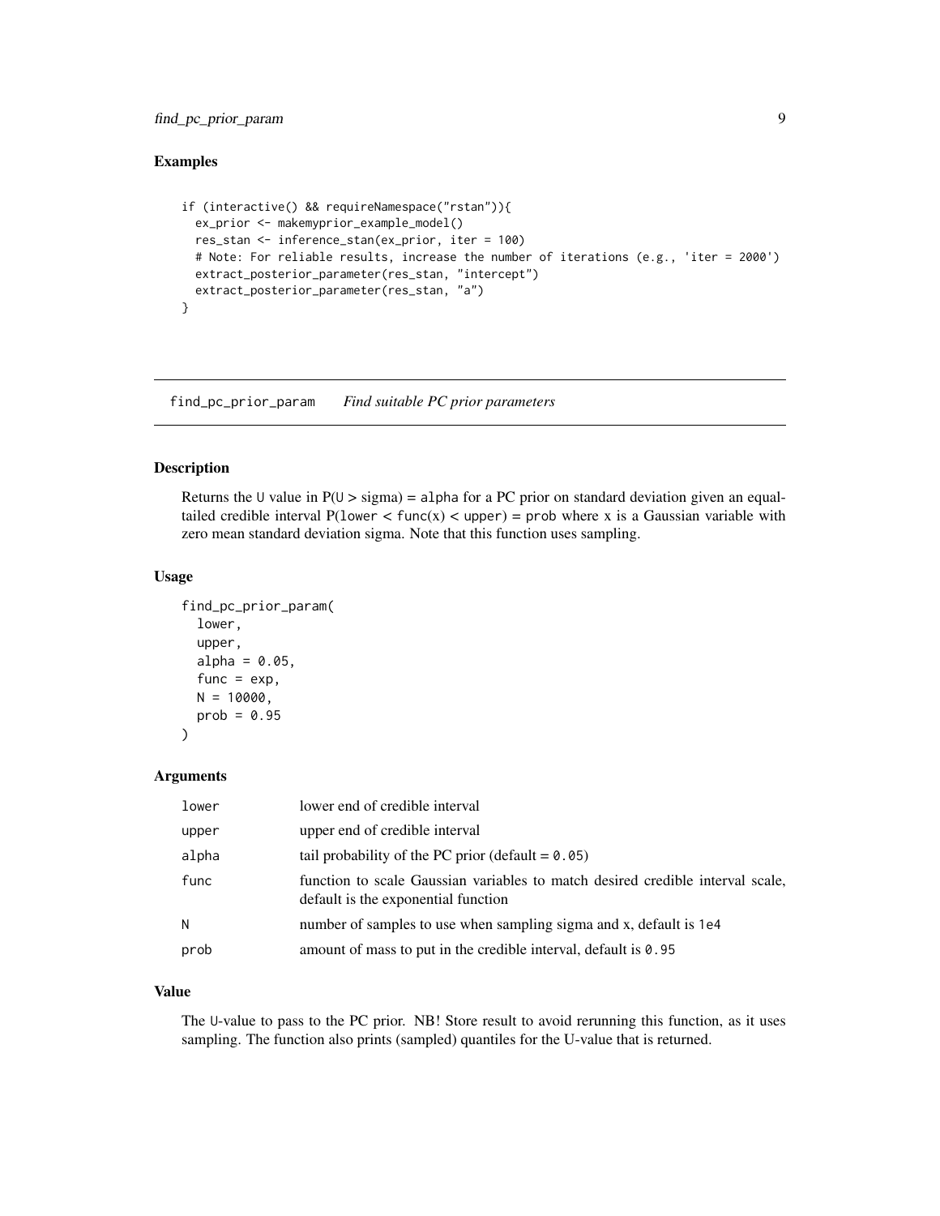## Examples

```
if (interactive() && requireNamespace("rstan")){
  ex_prior <- makemyprior_example_model()
  res_stan <- inference_stan(ex_prior, iter = 100)
  # Note: For reliable results, increase the number of iterations (e.g., 'iter = 2000')
  extract_posterior_parameter(res_stan, "intercept")
  extract_posterior_parameter(res_stan, "a")
}
```

---

# find_pc_prior_param *Find suitable PC prior parameters*

## Description

Returns the U value in P(U > sigma) = alpha for a PC prior on standard deviation given an equal-tailed credible interval P(lower < func(x) < upper) = prob where x is a Gaussian variable with zero mean standard deviation sigma. Note that this function uses sampling.

## Usage

```
find_pc_prior_param(
  lower,
  upper,
  alpha = 0.05,
  func = exp,
  N = 10000,
  prob = 0.95
)
```

## Arguments

| | |
|---|---|
| lower | lower end of credible interval |
| upper | upper end of credible interval |
| alpha | tail probability of the PC prior (default = 0.05) |
| func | function to scale Gaussian variables to match desired credible interval scale, default is the exponential function |
| N | number of samples to use when sampling sigma and x, default is 1e4 |
| prob | amount of mass to put in the credible interval, default is 0.95 |

## Value

The U-value to pass to the PC prior. NB! Store result to avoid rerunning this function, as it uses sampling. The function also prints (sampled) quantiles for the U-value that is returned.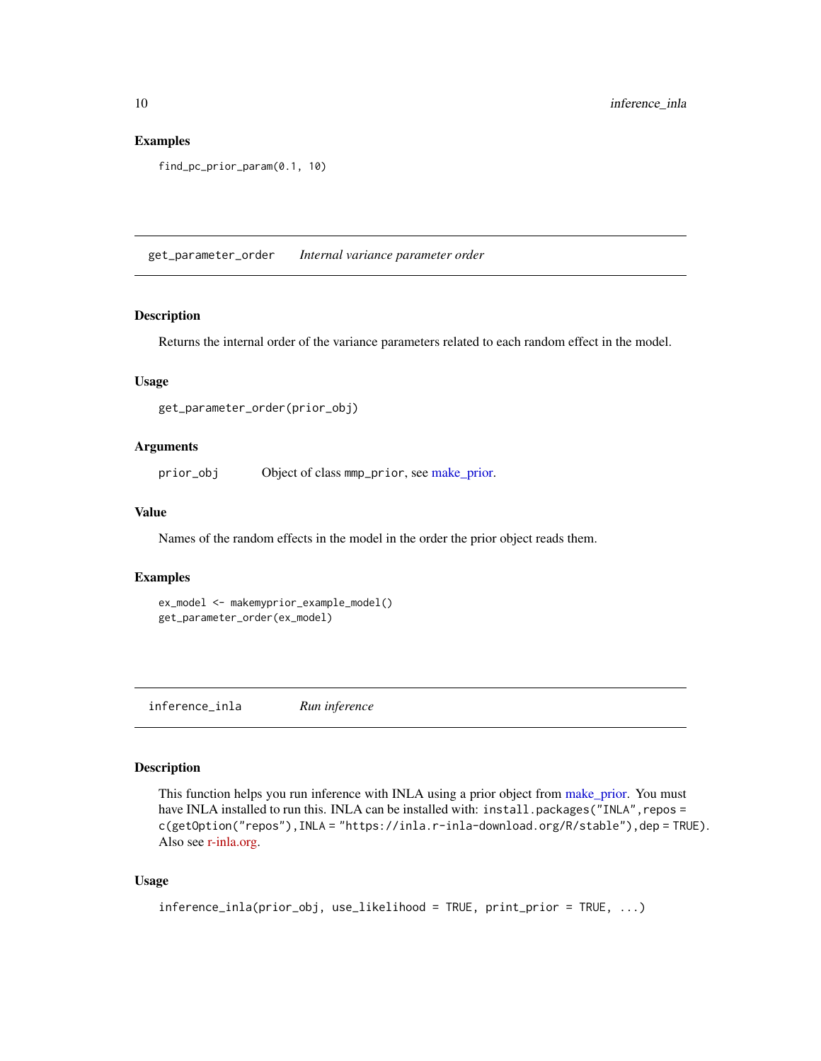## Examples

```
find_pc_prior_param(0.1, 10)
```

---

`get_parameter_order` *Internal variance parameter order*

---

### Description

Returns the internal order of the variance parameters related to each random effect in the model.

### Usage

```
get_parameter_order(prior_obj)
```

### Arguments

| | |
|---|---|
| `prior_obj` | Object of class `mmp_prior`, see make_prior. |

### Value

Names of the random effects in the model in the order the prior object reads them.

### Examples

```
ex_model <- makemyprior_example_model()
get_parameter_order(ex_model)
```

---

`inference_inla` *Run inference*

---

### Description

This function helps you run inference with INLA using a prior object from make_prior. You must have INLA installed to run this. INLA can be installed with: `install.packages("INLA",repos = c(getOption("repos"),INLA = "https://inla.r-inla-download.org/R/stable"),dep = TRUE)`. Also see r-inla.org.

### Usage

```
inference_inla(prior_obj, use_likelihood = TRUE, print_prior = TRUE, ...)
```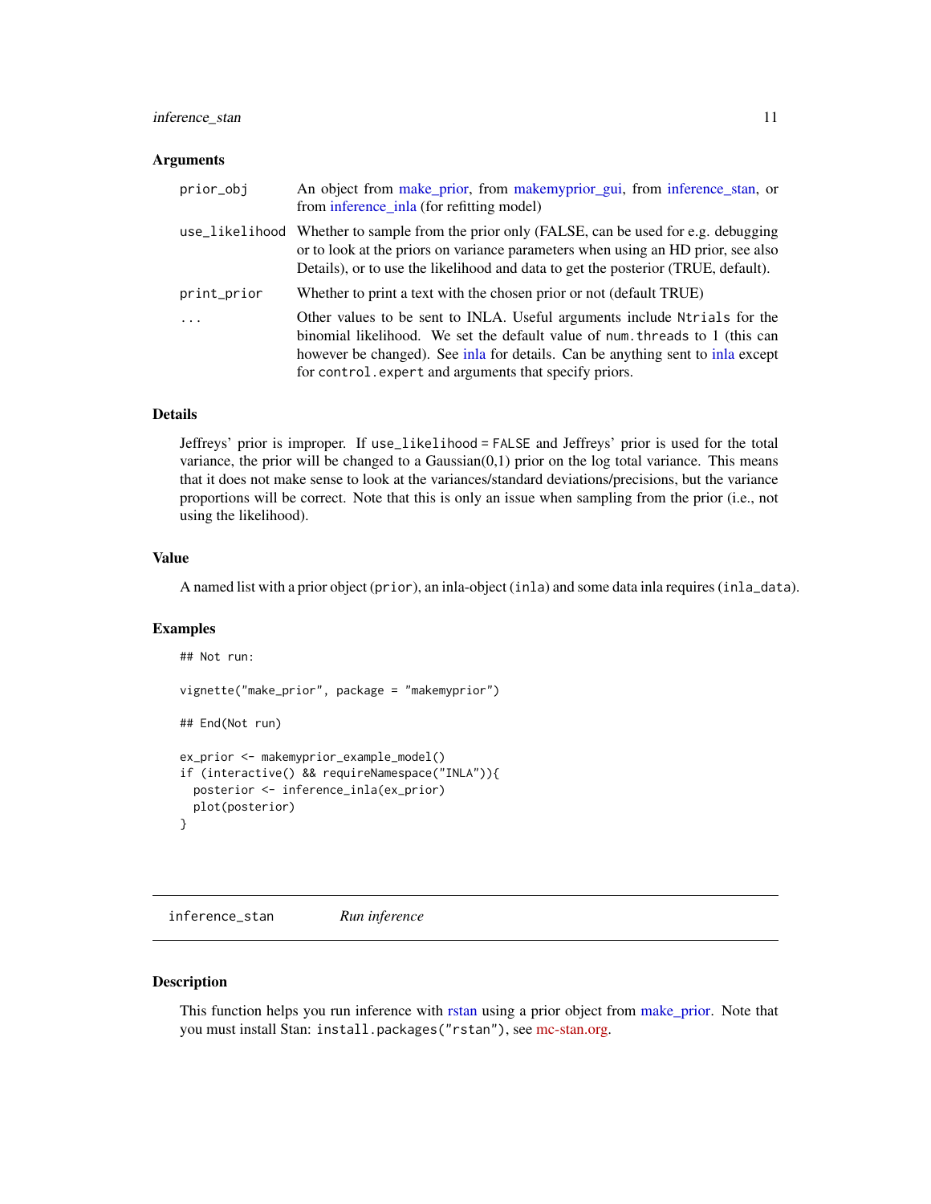### Arguments

| | |
|---|---|
| prior_obj | An object from make_prior, from makemyprior_gui, from inference_stan, or from inference_inla (for refitting model) |
| use_likelihood | Whether to sample from the prior only (FALSE, can be used for e.g. debugging or to look at the priors on variance parameters when using an HD prior, see also Details), or to use the likelihood and data to get the posterior (TRUE, default). |
| print_prior | Whether to print a text with the chosen prior or not (default TRUE) |
| ... | Other values to be sent to INLA. Useful arguments include `Ntrials` for the binomial likelihood. We set the default value of `num.threads` to 1 (this can however be changed). See inla for details. Can be anything sent to inla except for `control.expert` and arguments that specify priors. |

### Details

Jeffreys' prior is improper. If `use_likelihood = FALSE` and Jeffreys' prior is used for the total variance, the prior will be changed to a Gaussian(0,1) prior on the log total variance. This means that it does not make sense to look at the variances/standard deviations/precisions, but the variance proportions will be correct. Note that this is only an issue when sampling from the prior (i.e., not using the likelihood).

### Value

A named list with a prior object (`prior`), an inla-object (`inla`) and some data inla requires (`inla_data`).

### Examples

```
## Not run:

vignette("make_prior", package = "makemyprior")

## End(Not run)

ex_prior <- makemyprior_example_model()
if (interactive() && requireNamespace("INLA")){
  posterior <- inference_inla(ex_prior)
  plot(posterior)
}
```

---

## inference_stan — *Run inference*

### Description

This function helps you run inference with rstan using a prior object from make_prior. Note that you must install Stan: `install.packages("rstan")`, see mc-stan.org.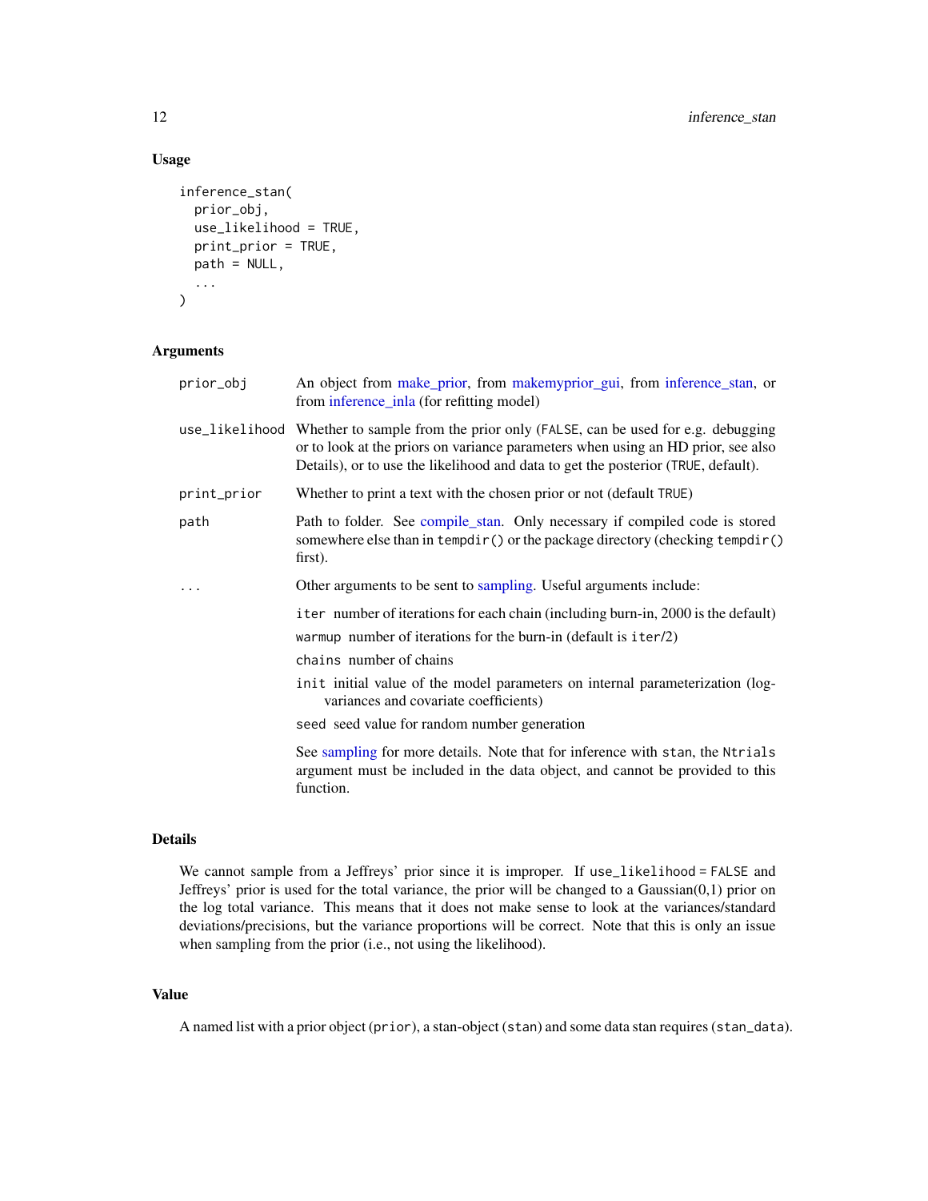### Usage

```
inference_stan(
  prior_obj,
  use_likelihood = TRUE,
  print_prior = TRUE,
  path = NULL,
  ...
)
```

### Arguments

| | |
|---|---|
| prior_obj | An object from make_prior, from makemyprior_gui, from inference_stan, or from inference_inla (for refitting model) |
| use_likelihood | Whether to sample from the prior only (FALSE, can be used for e.g. debugging or to look at the priors on variance parameters when using an HD prior, see also Details), or to use the likelihood and data to get the posterior (TRUE, default). |
| print_prior | Whether to print a text with the chosen prior or not (default TRUE) |
| path | Path to folder. See compile_stan. Only necessary if compiled code is stored somewhere else than in tempdir() or the package directory (checking tempdir() first). |
| ... | Other arguments to be sent to sampling. Useful arguments include: |

- `iter` number of iterations for each chain (including burn-in, 2000 is the default)
- `warmup` number of iterations for the burn-in (default is iter/2)
- `chains` number of chains
- `init` initial value of the model parameters on internal parameterization (log-variances and covariate coefficients)
- `seed` seed value for random number generation

See sampling for more details. Note that for inference with stan, the Ntrials argument must be included in the data object, and cannot be provided to this function.

### Details

We cannot sample from a Jeffreys' prior since it is improper. If use_likelihood = FALSE and Jeffreys' prior is used for the total variance, the prior will be changed to a Gaussian(0,1) prior on the log total variance. This means that it does not make sense to look at the variances/standard deviations/precisions, but the variance proportions will be correct. Note that this is only an issue when sampling from the prior (i.e., not using the likelihood).

### Value

A named list with a prior object (prior), a stan-object (stan) and some data stan requires (stan_data).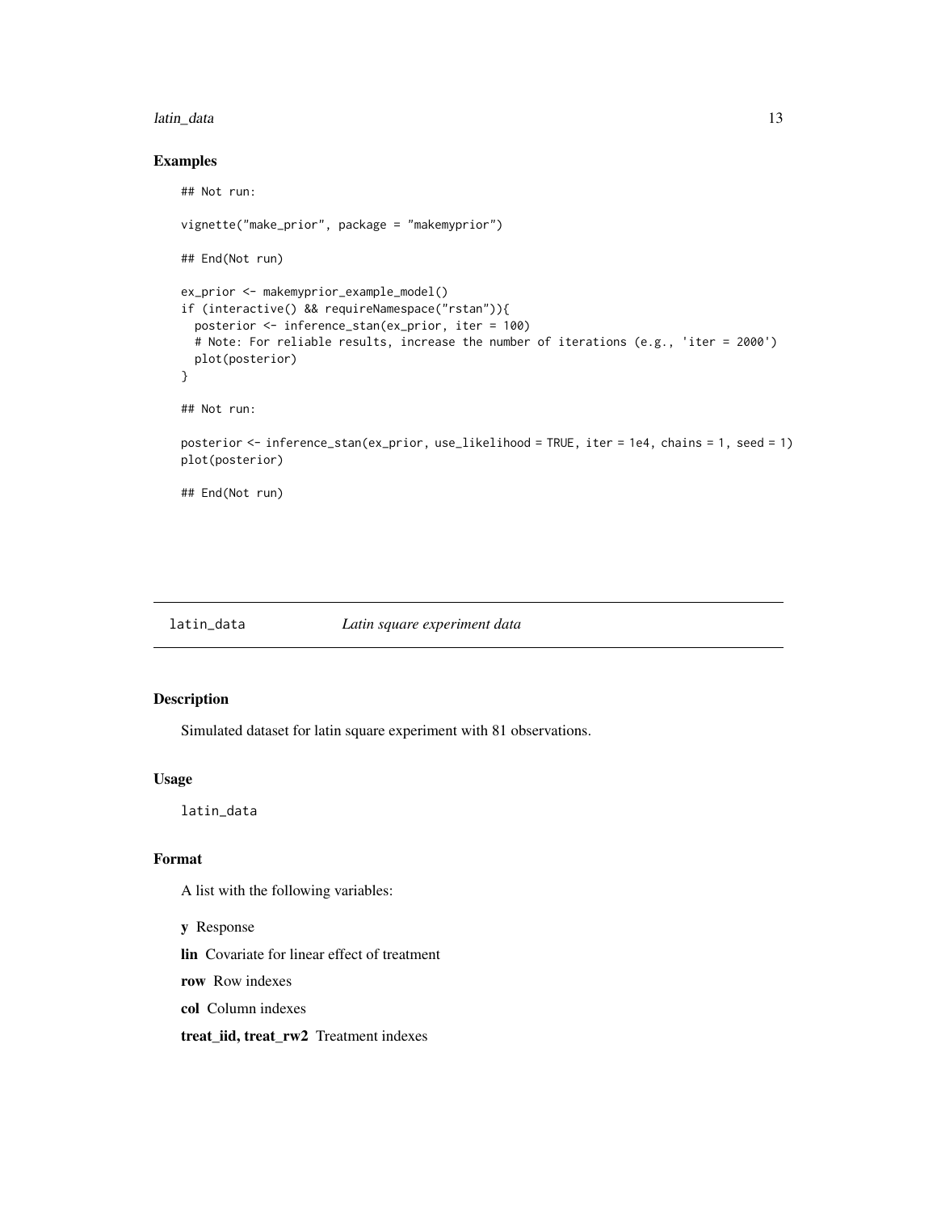### Examples

```
## Not run:

vignette("make_prior", package = "makemyprior")

## End(Not run)

ex_prior <- makemyprior_example_model()
if (interactive() && requireNamespace("rstan")){
  posterior <- inference_stan(ex_prior, iter = 100)
  # Note: For reliable results, increase the number of iterations (e.g., 'iter = 2000')
  plot(posterior)
}

## Not run:

posterior <- inference_stan(ex_prior, use_likelihood = TRUE, iter = 1e4, chains = 1, seed = 1)
plot(posterior)

## End(Not run)
```

## latin_data *Latin square experiment data*

### Description

Simulated dataset for latin square experiment with 81 observations.

### Usage

```
latin_data
```

### Format

A list with the following variables:

**y** Response

**lin** Covariate for linear effect of treatment

**row** Row indexes

**col** Column indexes

**treat_iid, treat_rw2** Treatment indexes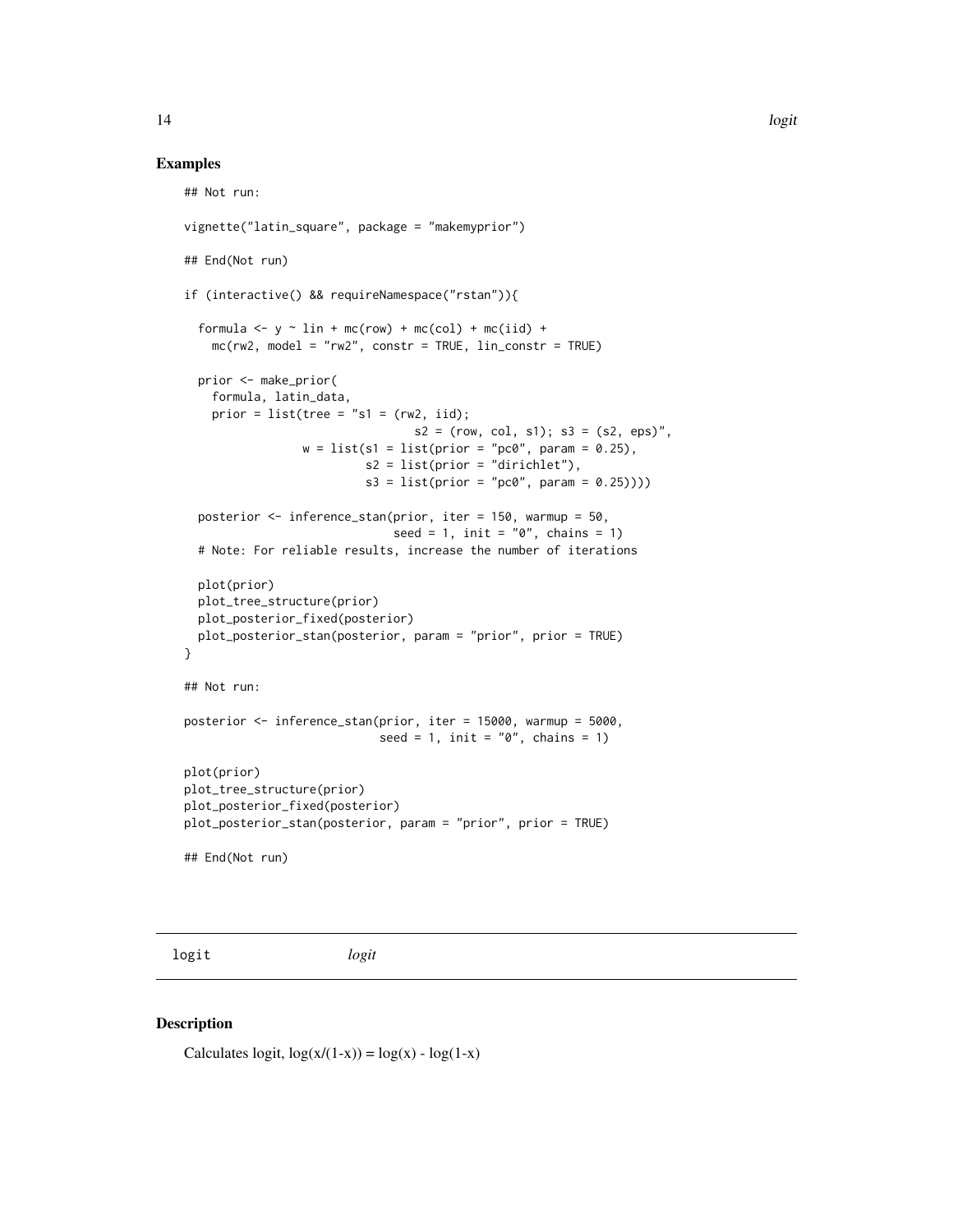## Examples

```
## Not run:

vignette("latin_square", package = "makemyprior")

## End(Not run)

if (interactive() && requireNamespace("rstan")){

  formula <- y ~ lin + mc(row) + mc(col) + mc(iid) +
    mc(rw2, model = "rw2", constr = TRUE, lin_constr = TRUE)

  prior <- make_prior(
    formula, latin_data,
    prior = list(tree = "s1 = (rw2, iid);
                              s2 = (row, col, s1); s3 = (s2, eps)",
                 w = list(s1 = list(prior = "pc0", param = 0.25),
                          s2 = list(prior = "dirichlet"),
                          s3 = list(prior = "pc0", param = 0.25))))

  posterior <- inference_stan(prior, iter = 150, warmup = 50,
                              seed = 1, init = "0", chains = 1)
  # Note: For reliable results, increase the number of iterations

  plot(prior)
  plot_tree_structure(prior)
  plot_posterior_fixed(posterior)
  plot_posterior_stan(posterior, param = "prior", prior = TRUE)
}

## Not run:

posterior <- inference_stan(prior, iter = 15000, warmup = 5000,
                            seed = 1, init = "0", chains = 1)

plot(prior)
plot_tree_structure(prior)
plot_posterior_fixed(posterior)
plot_posterior_stan(posterior, param = "prior", prior = TRUE)

## End(Not run)
```

---

logit &nbsp;&nbsp;&nbsp;&nbsp;&nbsp;&nbsp;&nbsp;&nbsp; *logit*

---

## Description

Calculates logit, log(x/(1-x)) = log(x) - log(1-x)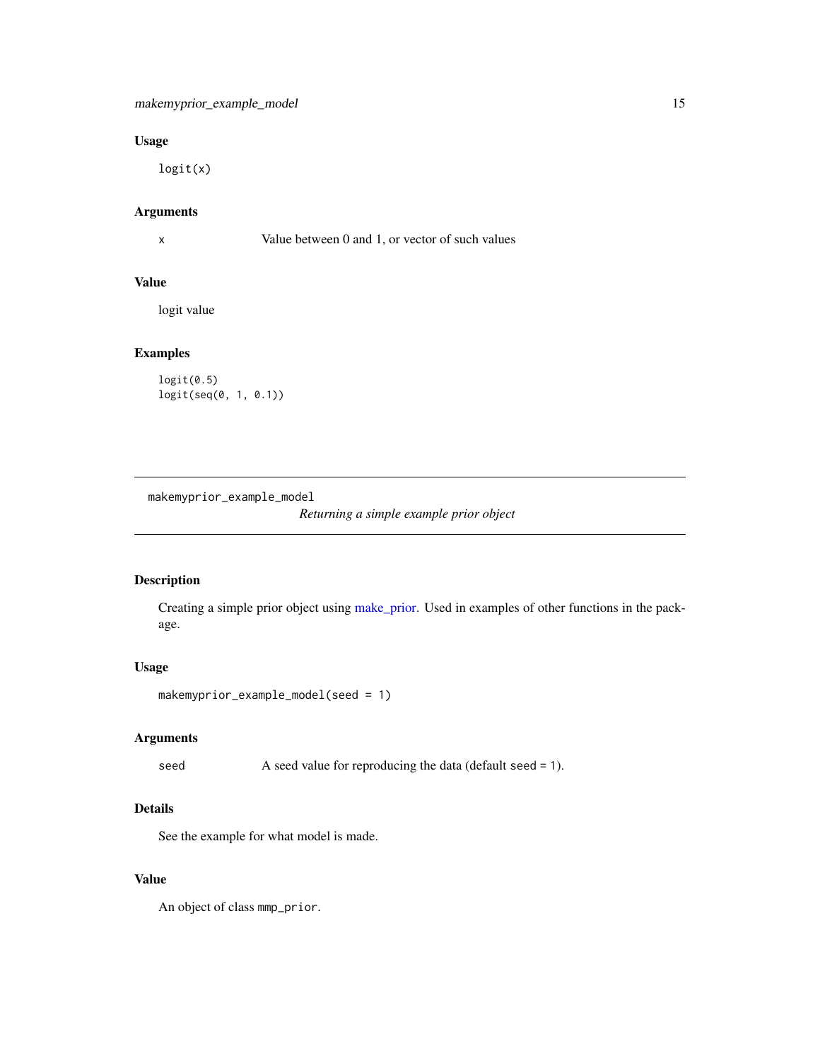### Usage

```
logit(x)
```

### Arguments

| | |
|---|---|
| x | Value between 0 and 1, or vector of such values |

### Value

logit value

### Examples

```
logit(0.5)
logit(seq(0, 1, 0.1))
```

---

## makemyprior_example_model

*Returning a simple example prior object*

---

### Description

Creating a simple prior object using make_prior. Used in examples of other functions in the package.

### Usage

```
makemyprior_example_model(seed = 1)
```

### Arguments

| | |
|---|---|
| seed | A seed value for reproducing the data (default seed = 1). |

### Details

See the example for what model is made.

### Value

An object of class `mmp_prior`.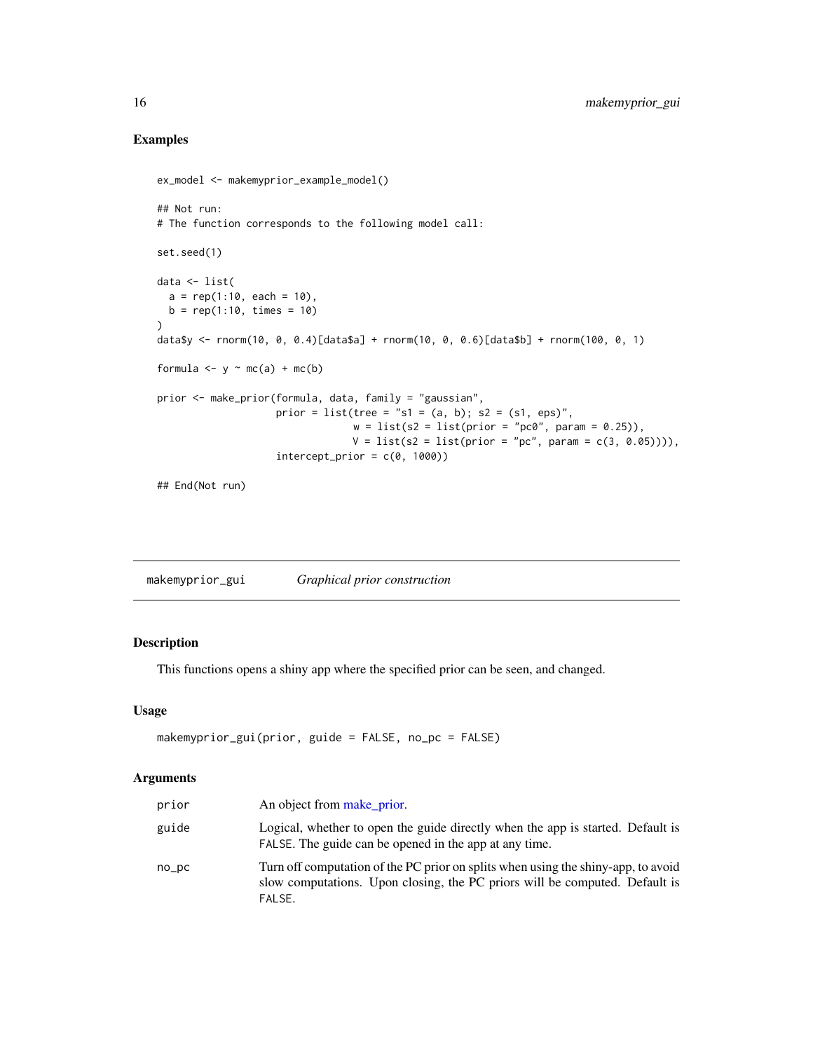## Examples

```
ex_model <- makemyprior_example_model()

## Not run:
# The function corresponds to the following model call:

set.seed(1)

data <- list(
  a = rep(1:10, each = 10),
  b = rep(1:10, times = 10)
)
data$y <- rnorm(10, 0, 0.4)[data$a] + rnorm(10, 0, 0.6)[data$b] + rnorm(100, 0, 1)

formula <- y ~ mc(a) + mc(b)

prior <- make_prior(formula, data, family = "gaussian",
                    prior = list(tree = "s1 = (a, b); s2 = (s1, eps)",
                                 w = list(s2 = list(prior = "pc0", param = 0.25)),
                                 V = list(s2 = list(prior = "pc", param = c(3, 0.05)))),
                    intercept_prior = c(0, 1000))

## End(Not run)
```

---

# makemyprior_gui — *Graphical prior construction*

## Description

This functions opens a shiny app where the specified prior can be seen, and changed.

## Usage

```
makemyprior_gui(prior, guide = FALSE, no_pc = FALSE)
```

## Arguments

| | |
|---|---|
| prior | An object from make_prior. |
| guide | Logical, whether to open the guide directly when the app is started. Default is FALSE. The guide can be opened in the app at any time. |
| no_pc | Turn off computation of the PC prior on splits when using the shiny-app, to avoid slow computations. Upon closing, the PC priors will be computed. Default is FALSE. |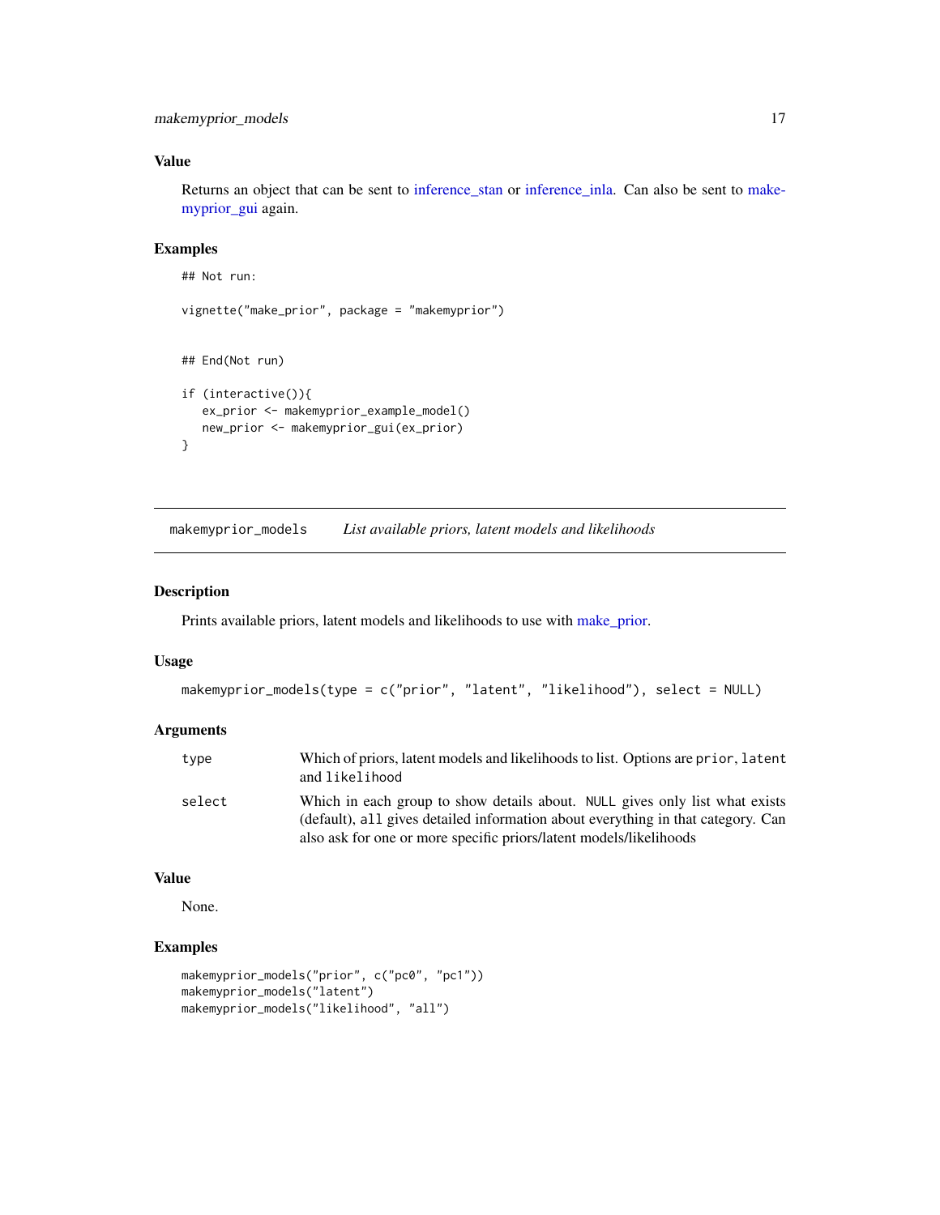### Value

Returns an object that can be sent to inference_stan or inference_inla. Can also be sent to makemyprior_gui again.

### Examples

```
## Not run:

vignette("make_prior", package = "makemyprior")


## End(Not run)

if (interactive()){
   ex_prior <- makemyprior_example_model()
   new_prior <- makemyprior_gui(ex_prior)
}
```

---

## makemyprior_models    *List available priors, latent models and likelihoods*

### Description

Prints available priors, latent models and likelihoods to use with make_prior.

### Usage

```
makemyprior_models(type = c("prior", "latent", "likelihood"), select = NULL)
```

### Arguments

| | |
|---|---|
| `type` | Which of priors, latent models and likelihoods to list. Options are `prior`, `latent` and `likelihood` |
| `select` | Which in each group to show details about. `NULL` gives only list what exists (default), `all` gives detailed information about everything in that category. Can also ask for one or more specific priors/latent models/likelihoods |

### Value

None.

### Examples

```
makemyprior_models("prior", c("pc0", "pc1"))
makemyprior_models("latent")
makemyprior_models("likelihood", "all")
```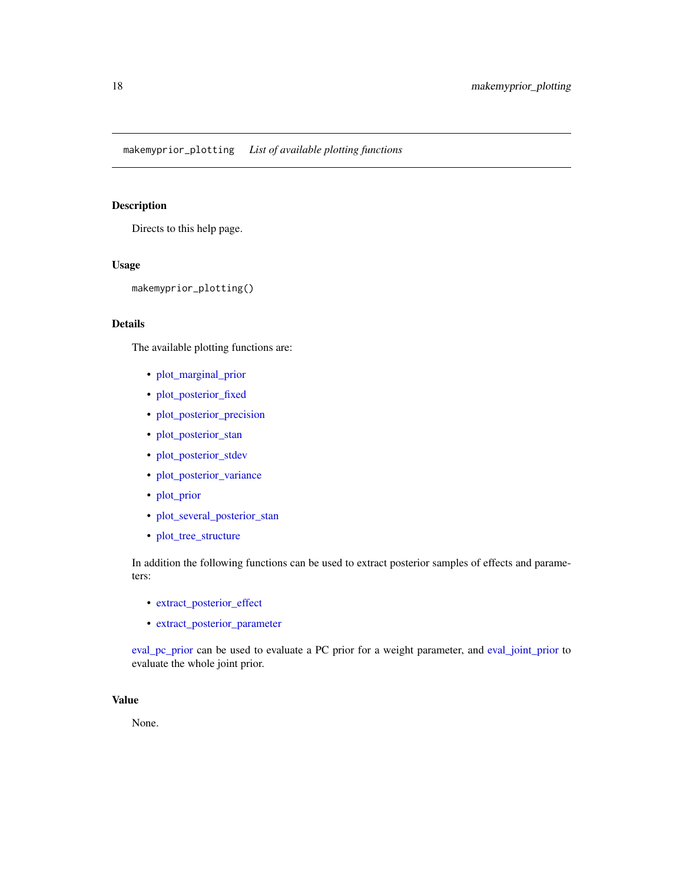makemyprior_plotting    *List of available plotting functions*

## Description

Directs to this help page.

## Usage

```
makemyprior_plotting()
```

## Details

The available plotting functions are:

- plot_marginal_prior
- plot_posterior_fixed
- plot_posterior_precision
- plot_posterior_stan
- plot_posterior_stdev
- plot_posterior_variance
- plot_prior
- plot_several_posterior_stan
- plot_tree_structure

In addition the following functions can be used to extract posterior samples of effects and parameters:

- extract_posterior_effect
- extract_posterior_parameter

eval_pc_prior can be used to evaluate a PC prior for a weight parameter, and eval_joint_prior to evaluate the whole joint prior.

## Value

None.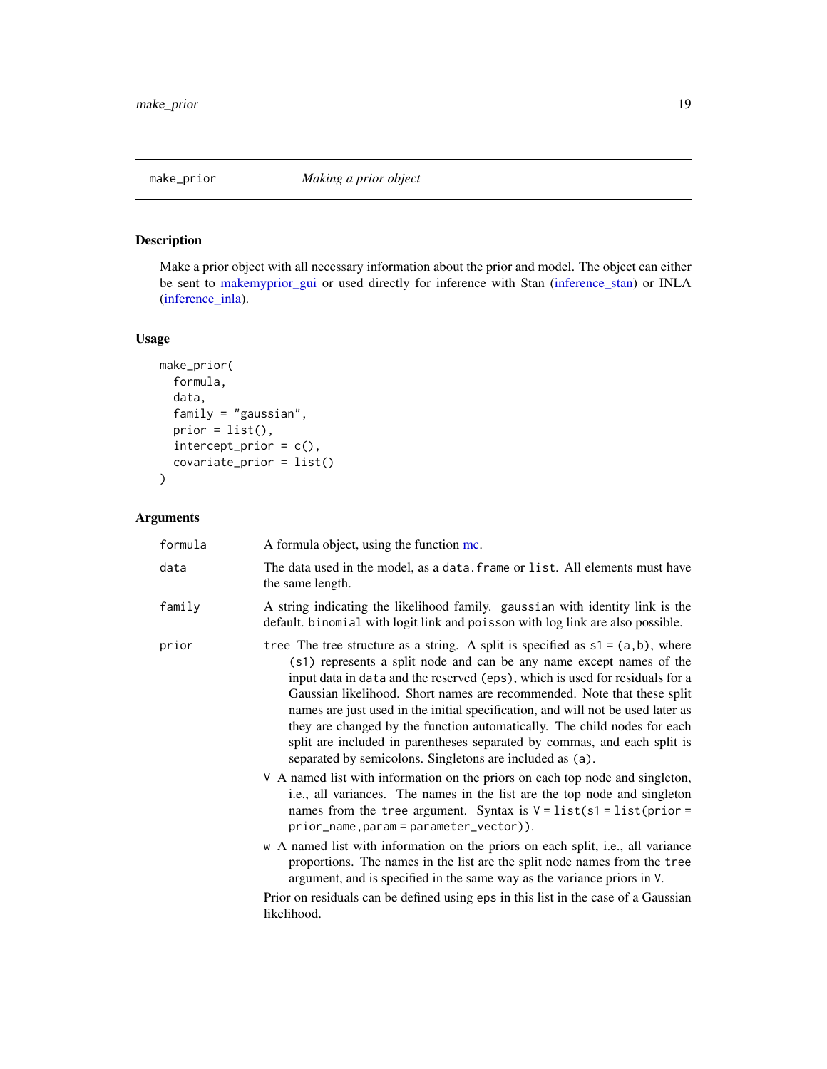make_prior — *Making a prior object*

## Description

Make a prior object with all necessary information about the prior and model. The object can either be sent to makemyprior_gui or used directly for inference with Stan (inference_stan) or INLA (inference_inla).

## Usage

```
make_prior(
  formula,
  data,
  family = "gaussian",
  prior = list(),
  intercept_prior = c(),
  covariate_prior = list()
)
```

## Arguments

`formula` — A formula object, using the function mc.

`data` — The data used in the model, as a `data.frame` or `list`. All elements must have the same length.

`family` — A string indicating the likelihood family. `gaussian` with identity link is the default. `binomial` with logit link and `poisson` with log link are also possible.

`prior` —

- `tree` The tree structure as a string. A split is specified as `s1 = (a,b)`, where `(s1)` represents a split node and can be any name except names of the input data in `data` and the reserved `(eps)`, which is used for residuals for a Gaussian likelihood. Short names are recommended. Note that these split names are just used in the initial specification, and will not be used later as they are changed by the function automatically. The child nodes for each split are included in parentheses separated by commas, and each split is separated by semicolons. Singletons are included as `(a)`.
- `V` A named list with information on the priors on each top node and singleton, i.e., all variances. The names in the list are the top node and singleton names from the `tree` argument. Syntax is `V = list(s1 = list(prior = prior_name,param = parameter_vector))`.
- `w` A named list with information on the priors on each split, i.e., all variance proportions. The names in the list are the split node names from the `tree` argument, and is specified in the same way as the variance priors in `V`.

Prior on residuals can be defined using `eps` in this list in the case of a Gaussian likelihood.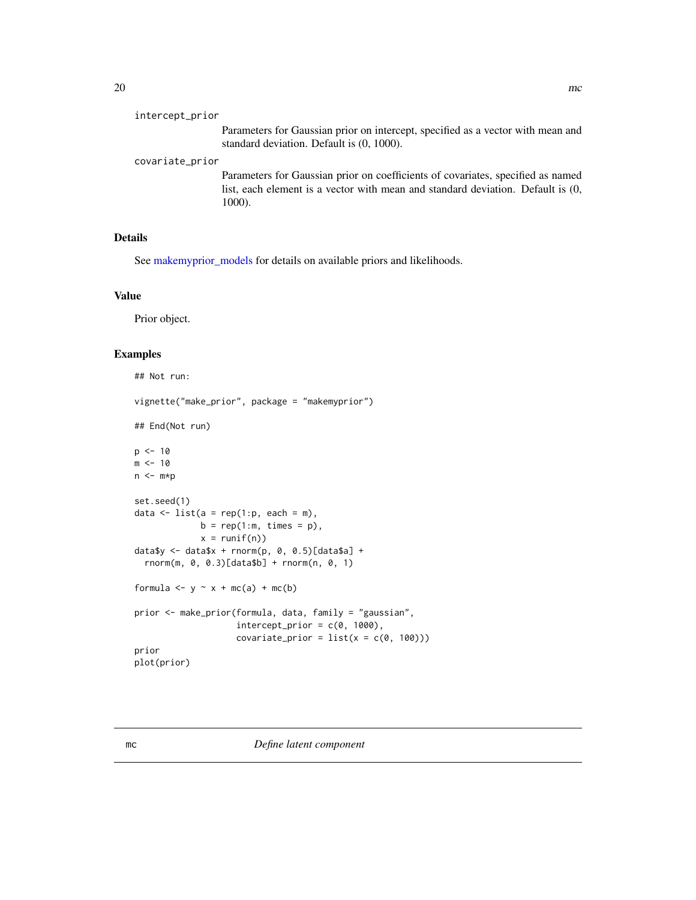intercept_prior
: Parameters for Gaussian prior on intercept, specified as a vector with mean and standard deviation. Default is (0, 1000).

covariate_prior
: Parameters for Gaussian prior on coefficients of covariates, specified as named list, each element is a vector with mean and standard deviation. Default is (0, 1000).

### Details

See makemyprior_models for details on available priors and likelihoods.

### Value

Prior object.

### Examples

```
## Not run:

vignette("make_prior", package = "makemyprior")

## End(Not run)

p <- 10
m <- 10
n <- m*p

set.seed(1)
data <- list(a = rep(1:p, each = m),
             b = rep(1:m, times = p),
             x = runif(n))
data$y <- data$x + rnorm(p, 0, 0.5)[data$a] +
  rnorm(m, 0, 0.3)[data$b] + rnorm(n, 0, 1)

formula <- y ~ x + mc(a) + mc(b)

prior <- make_prior(formula, data, family = "gaussian",
                    intercept_prior = c(0, 1000),
                    covariate_prior = list(x = c(0, 100)))
prior
plot(prior)
```

---

## mc — *Define latent component*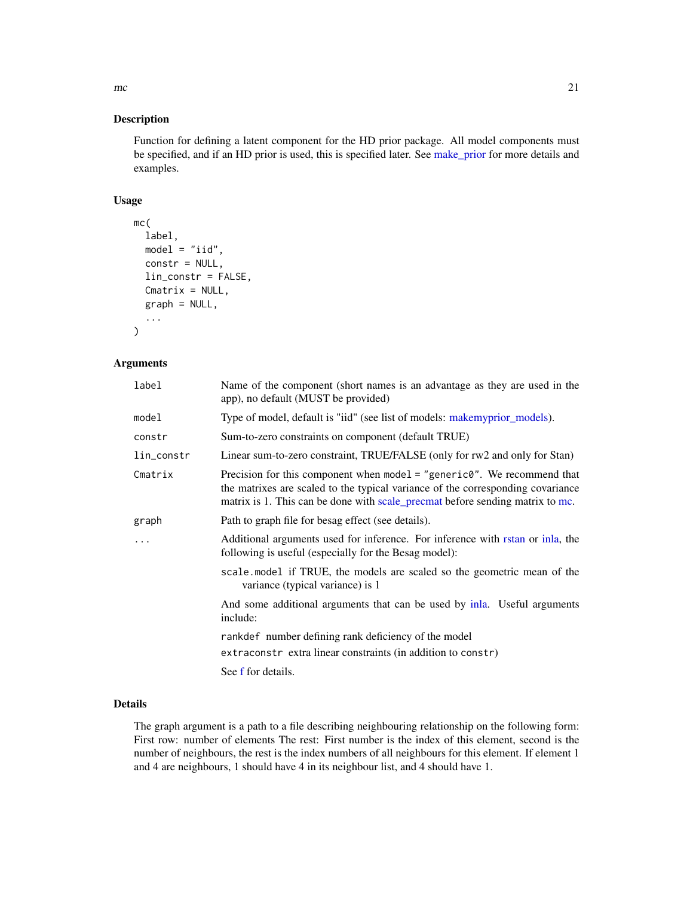### Description

Function for defining a latent component for the HD prior package. All model components must be specified, and if an HD prior is used, this is specified later. See make_prior for more details and examples.

### Usage

```
mc(
  label,
  model = "iid",
  constr = NULL,
  lin_constr = FALSE,
  Cmatrix = NULL,
  graph = NULL,
  ...
)
```

### Arguments

| | |
|---|---|
| label | Name of the component (short names is an advantage as they are used in the app), no default (MUST be provided) |
| model | Type of model, default is "iid" (see list of models: makemyprior_models). |
| constr | Sum-to-zero constraints on component (default TRUE) |
| lin_constr | Linear sum-to-zero constraint, TRUE/FALSE (only for rw2 and only for Stan) |
| Cmatrix | Precision for this component when model = "generic0". We recommend that the matrixes are scaled to the typical variance of the corresponding covariance matrix is 1. This can be done with scale_precmat before sending matrix to mc. |
| graph | Path to graph file for besag effect (see details). |
| ... | Additional arguments used for inference. For inference with rstan or inla, the following is useful (especially for the Besag model): <br> scale.model if TRUE, the models are scaled so the geometric mean of the variance (typical variance) is 1 <br> And some additional arguments that can be used by inla. Useful arguments include: <br> rankdef number defining rank deficiency of the model <br> extraconstr extra linear constraints (in addition to constr) <br> See f for details. |

### Details

The graph argument is a path to a file describing neighbouring relationship on the following form: First row: number of elements The rest: First number is the index of this element, second is the number of neighbours, the rest is the index numbers of all neighbours for this element. If element 1 and 4 are neighbours, 1 should have 4 in its neighbour list, and 4 should have 1.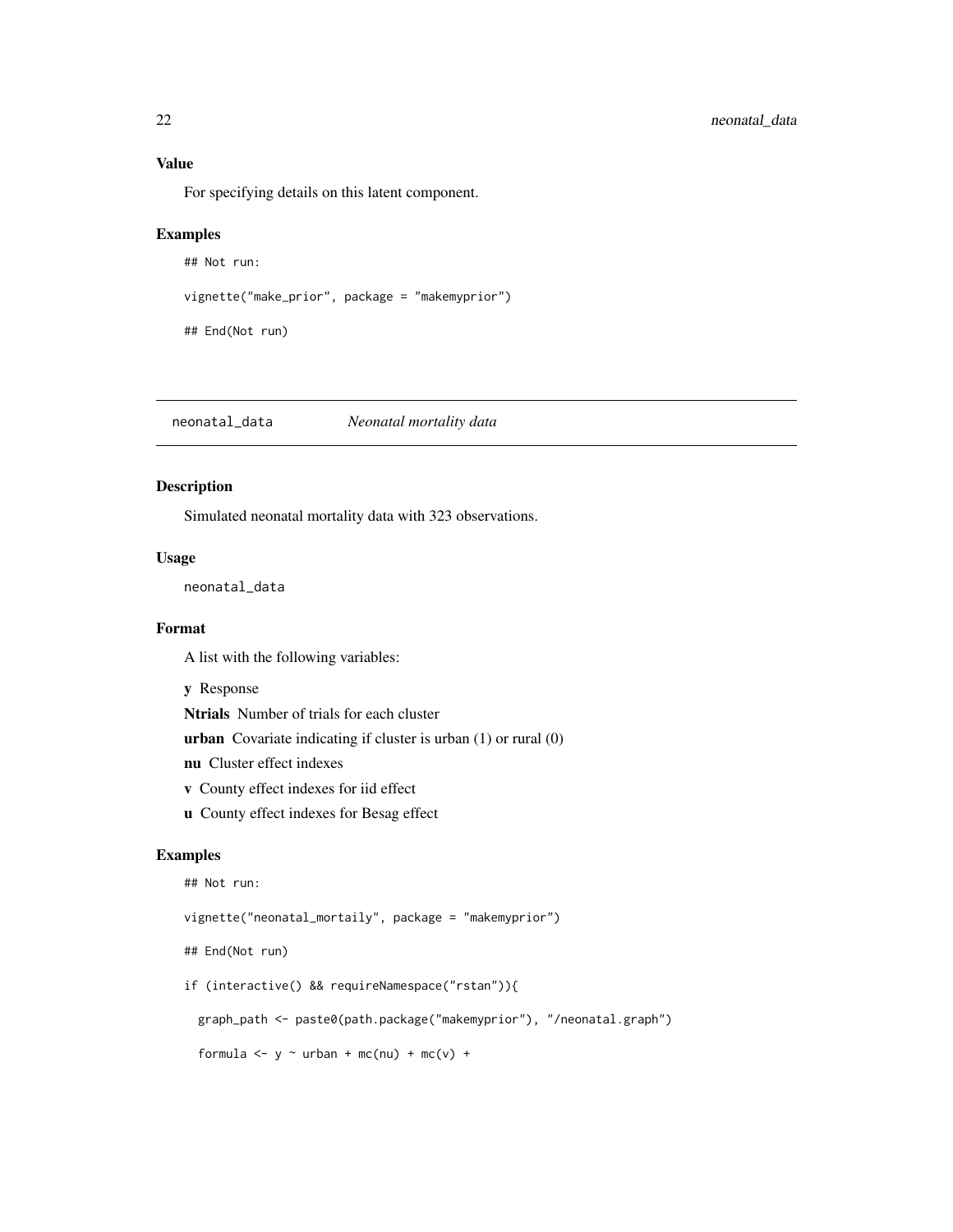### Value

For specifying details on this latent component.

### Examples

```
## Not run:

vignette("make_prior", package = "makemyprior")

## End(Not run)
```

---

## neonatal_data *Neonatal mortality data*

### Description

Simulated neonatal mortality data with 323 observations.

### Usage

```
neonatal_data
```

### Format

A list with the following variables:

**y** Response

**Ntrials** Number of trials for each cluster

**urban** Covariate indicating if cluster is urban (1) or rural (0)

**nu** Cluster effect indexes

**v** County effect indexes for iid effect

**u** County effect indexes for Besag effect

### Examples

```
## Not run:

vignette("neonatal_mortaily", package = "makemyprior")

## End(Not run)

if (interactive() && requireNamespace("rstan")){

  graph_path <- paste0(path.package("makemyprior"), "/neonatal.graph")

  formula <- y ~ urban + mc(nu) + mc(v) +
```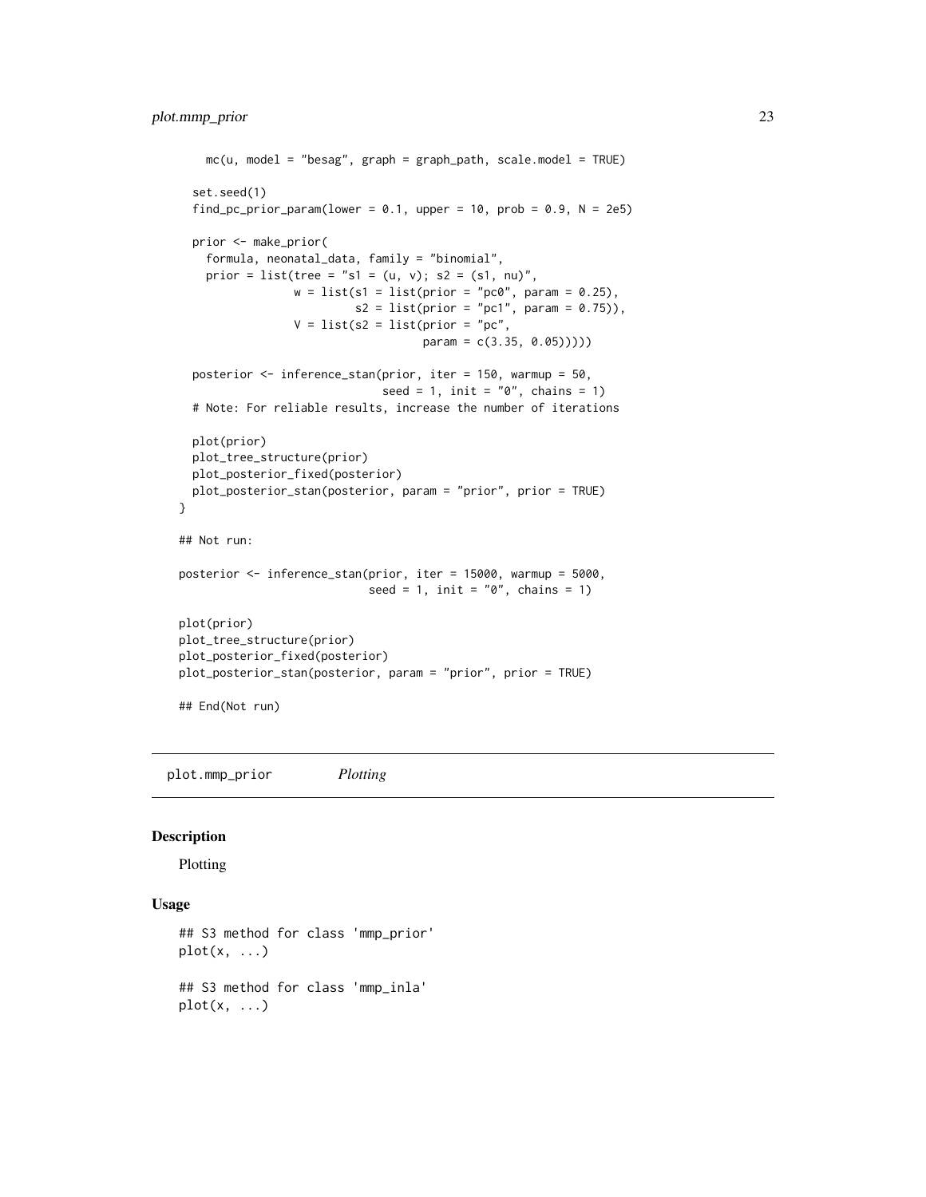```
    mc(u, model = "besag", graph = graph_path, scale.model = TRUE)

  set.seed(1)
  find_pc_prior_param(lower = 0.1, upper = 10, prob = 0.9, N = 2e5)

  prior <- make_prior(
    formula, neonatal_data, family = "binomial",
    prior = list(tree = "s1 = (u, v); s2 = (s1, nu)",
                 w = list(s1 = list(prior = "pc0", param = 0.25),
                          s2 = list(prior = "pc1", param = 0.75)),
                 V = list(s2 = list(prior = "pc",
                                    param = c(3.35, 0.05)))))

  posterior <- inference_stan(prior, iter = 150, warmup = 50,
                              seed = 1, init = "0", chains = 1)
  # Note: For reliable results, increase the number of iterations

  plot(prior)
  plot_tree_structure(prior)
  plot_posterior_fixed(posterior)
  plot_posterior_stan(posterior, param = "prior", prior = TRUE)
}

## Not run:

posterior <- inference_stan(prior, iter = 15000, warmup = 5000,
                            seed = 1, init = "0", chains = 1)

plot(prior)
plot_tree_structure(prior)
plot_posterior_fixed(posterior)
plot_posterior_stan(posterior, param = "prior", prior = TRUE)

## End(Not run)
```

---

plot.mmp_prior *Plotting*

---

### Description

Plotting

### Usage

```
## S3 method for class 'mmp_prior'
plot(x, ...)

## S3 method for class 'mmp_inla'
plot(x, ...)
```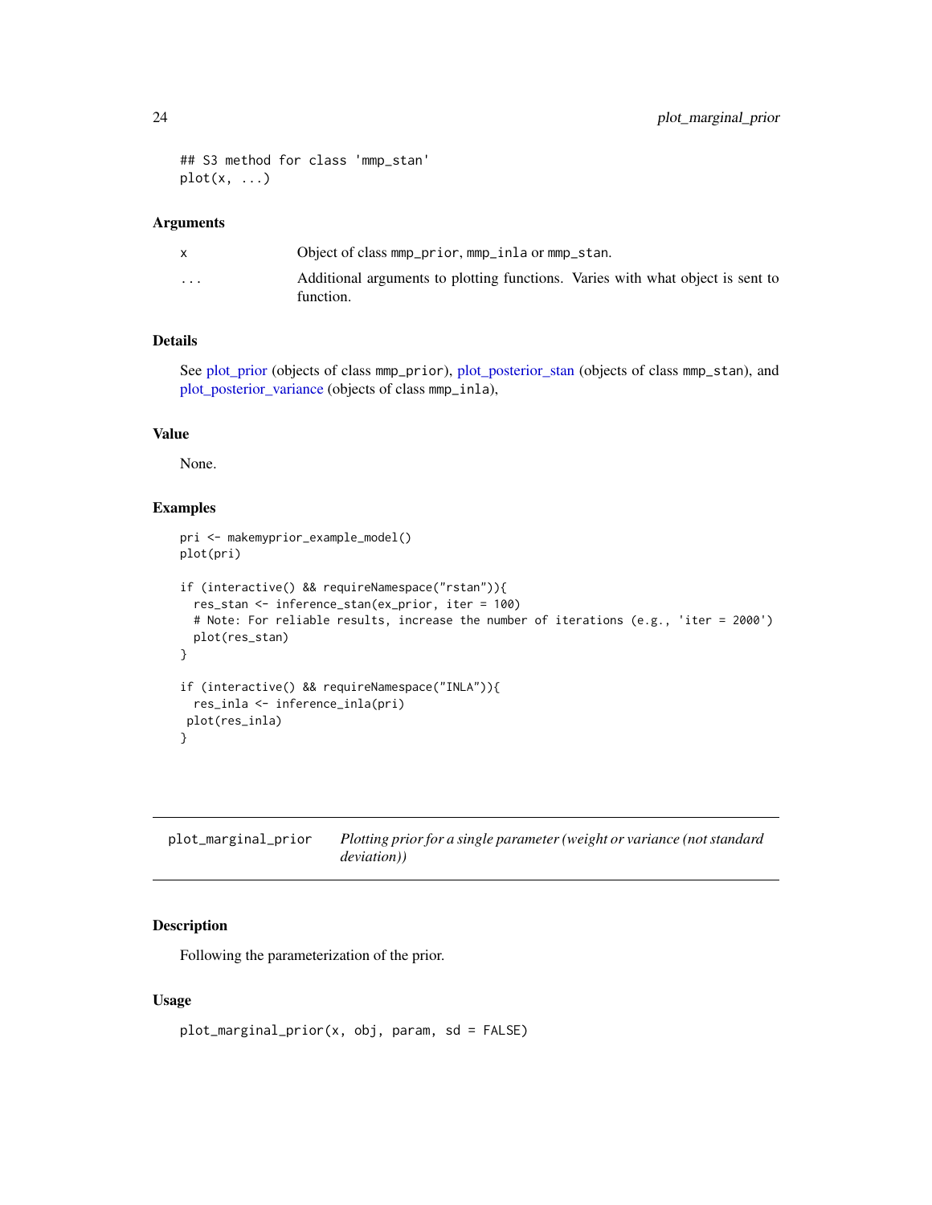```
## S3 method for class 'mmp_stan'
plot(x, ...)
```

### Arguments

| | |
|---|---|
| x | Object of class mmp_prior, mmp_inla or mmp_stan. |
| ... | Additional arguments to plotting functions. Varies with what object is sent to function. |

### Details

See plot_prior (objects of class mmp_prior), plot_posterior_stan (objects of class mmp_stan), and plot_posterior_variance (objects of class mmp_inla),

### Value

None.

### Examples

```
pri <- makemyprior_example_model()
plot(pri)

if (interactive() && requireNamespace("rstan")){
  res_stan <- inference_stan(ex_prior, iter = 100)
  # Note: For reliable results, increase the number of iterations (e.g., 'iter = 2000')
  plot(res_stan)
}

if (interactive() && requireNamespace("INLA")){
  res_inla <- inference_inla(pri)
 plot(res_inla)
}
```

---

## plot_marginal_prior

*Plotting prior for a single parameter (weight or variance (not standard deviation))*

### Description

Following the parameterization of the prior.

### Usage

```
plot_marginal_prior(x, obj, param, sd = FALSE)
```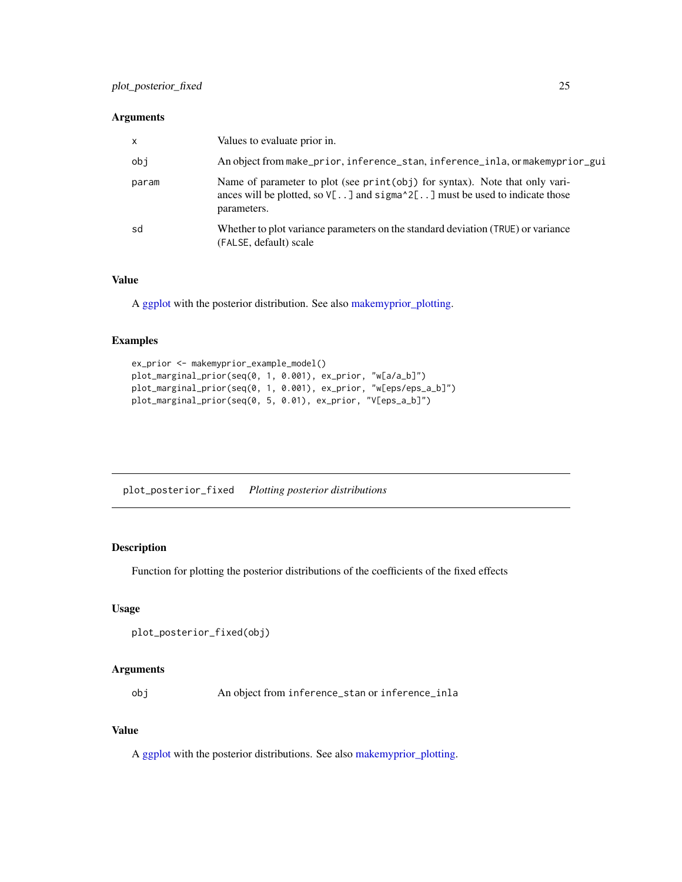### Arguments

| | |
|---|---|
| x | Values to evaluate prior in. |
| obj | An object from make_prior, inference_stan, inference_inla, or makemyprior_gui |
| param | Name of parameter to plot (see print(obj) for syntax). Note that only variances will be plotted, so V[..] and sigma^2[..] must be used to indicate those parameters. |
| sd | Whether to plot variance parameters on the standard deviation (TRUE) or variance (FALSE, default) scale |

### Value

A ggplot with the posterior distribution. See also makemyprior_plotting.

### Examples

```
ex_prior <- makemyprior_example_model()
plot_marginal_prior(seq(0, 1, 0.001), ex_prior, "w[a/a_b]")
plot_marginal_prior(seq(0, 1, 0.001), ex_prior, "w[eps/eps_a_b]")
plot_marginal_prior(seq(0, 5, 0.01), ex_prior, "V[eps_a_b]")
```

---

## plot_posterior_fixed    *Plotting posterior distributions*

### Description

Function for plotting the posterior distributions of the coefficients of the fixed effects

### Usage

```
plot_posterior_fixed(obj)
```

### Arguments

| | |
|---|---|
| obj | An object from inference_stan or inference_inla |

### Value

A ggplot with the posterior distributions. See also makemyprior_plotting.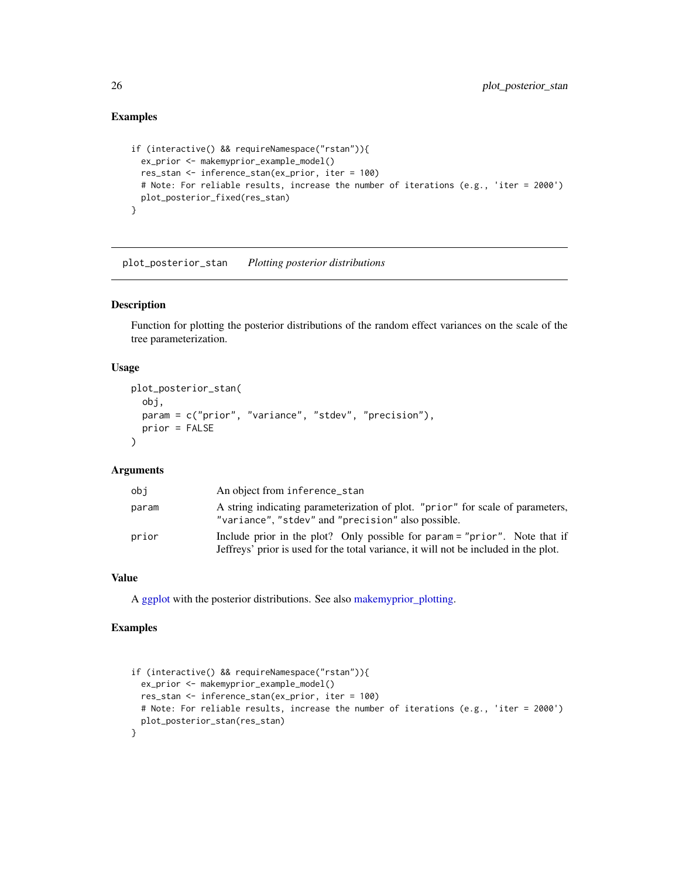## Examples

```
if (interactive() && requireNamespace("rstan")){
  ex_prior <- makemyprior_example_model()
  res_stan <- inference_stan(ex_prior, iter = 100)
  # Note: For reliable results, increase the number of iterations (e.g., 'iter = 2000')
  plot_posterior_fixed(res_stan)
}
```

---

# plot_posterior_stan *Plotting posterior distributions*

## Description

Function for plotting the posterior distributions of the random effect variances on the scale of the tree parameterization.

## Usage

```
plot_posterior_stan(
  obj,
  param = c("prior", "variance", "stdev", "precision"),
  prior = FALSE
)
```

## Arguments

| | |
|---|---|
| obj | An object from `inference_stan` |
| param | A string indicating parameterization of plot. `"prior"` for scale of parameters, `"variance"`, `"stdev"` and `"precision"` also possible. |
| prior | Include prior in the plot? Only possible for `param = "prior"`. Note that if Jeffreys' prior is used for the total variance, it will not be included in the plot. |

## Value

A ggplot with the posterior distributions. See also makemyprior_plotting.

## Examples

```
if (interactive() && requireNamespace("rstan")){
  ex_prior <- makemyprior_example_model()
  res_stan <- inference_stan(ex_prior, iter = 100)
  # Note: For reliable results, increase the number of iterations (e.g., 'iter = 2000')
  plot_posterior_stan(res_stan)
}
```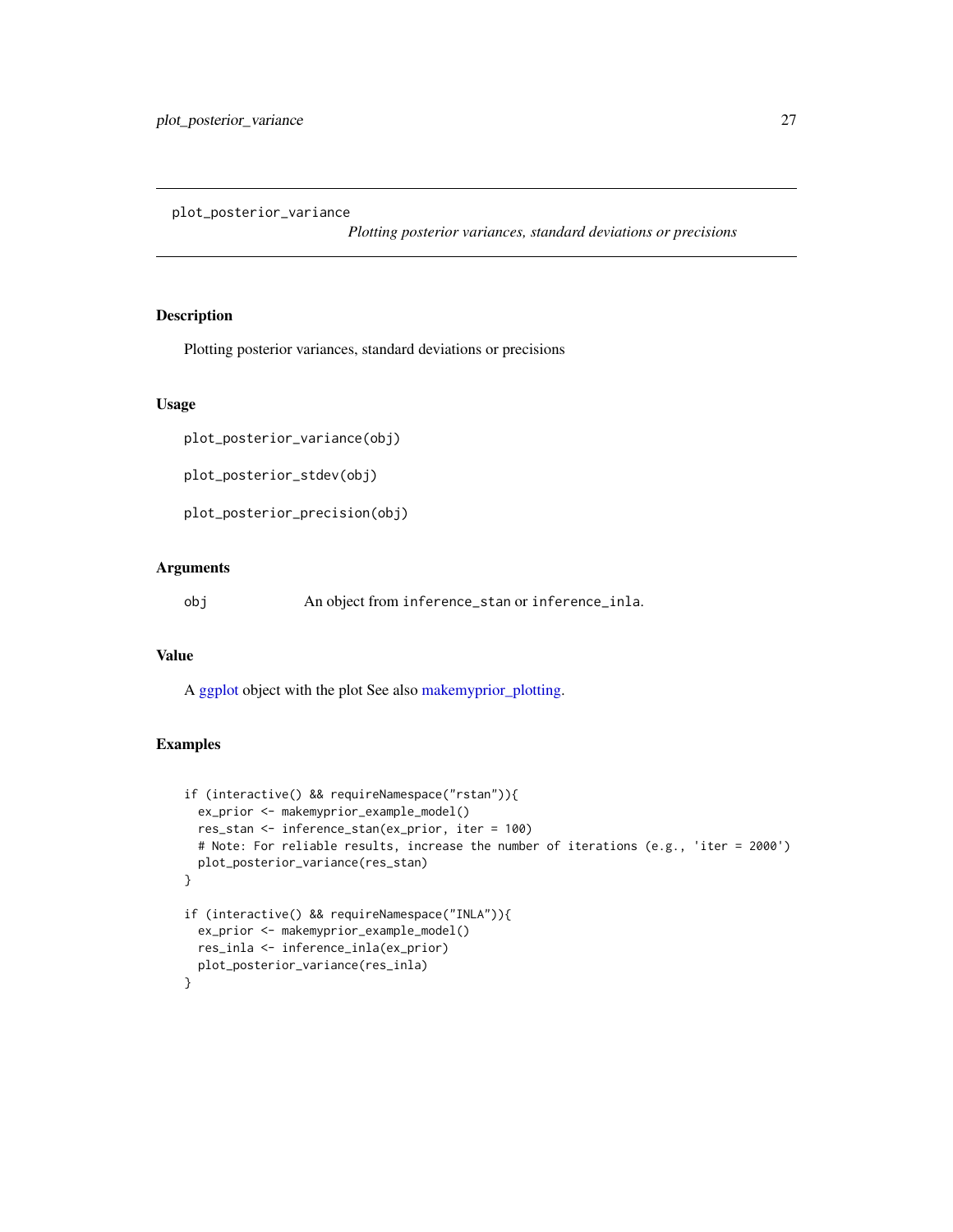plot_posterior_variance    *Plotting posterior variances, standard deviations or precisions*

## Description

Plotting posterior variances, standard deviations or precisions

## Usage

```
plot_posterior_variance(obj)

plot_posterior_stdev(obj)

plot_posterior_precision(obj)
```

## Arguments

| | |
|---|---|
| obj | An object from inference_stan or inference_inla. |

## Value

A ggplot object with the plot See also makemyprior_plotting.

## Examples

```
if (interactive() && requireNamespace("rstan")){
  ex_prior <- makemyprior_example_model()
  res_stan <- inference_stan(ex_prior, iter = 100)
  # Note: For reliable results, increase the number of iterations (e.g., 'iter = 2000')
  plot_posterior_variance(res_stan)
}

if (interactive() && requireNamespace("INLA")){
  ex_prior <- makemyprior_example_model()
  res_inla <- inference_inla(ex_prior)
  plot_posterior_variance(res_inla)
}
```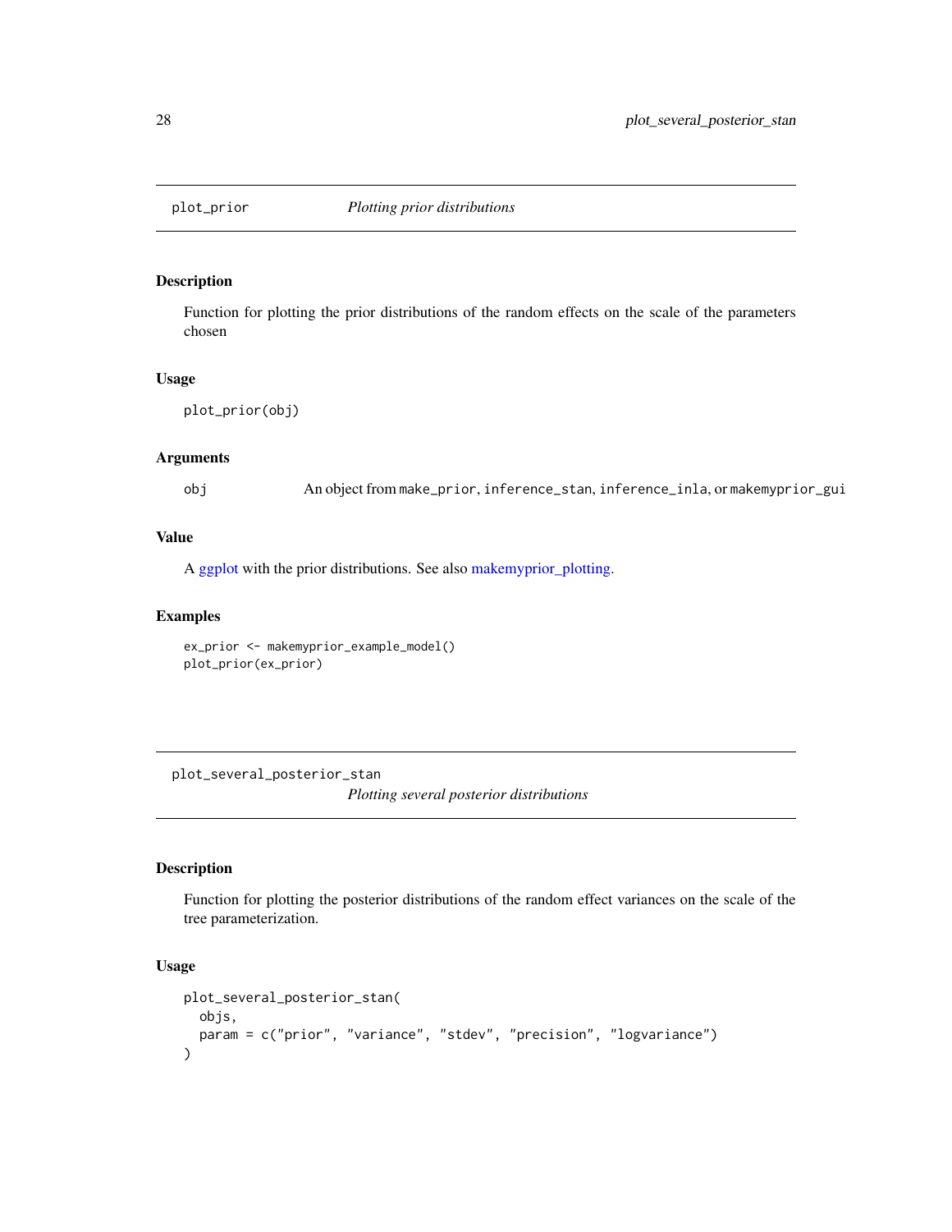## plot_prior *Plotting prior distributions*

### Description

Function for plotting the prior distributions of the random effects on the scale of the parameters chosen

### Usage

```
plot_prior(obj)
```

### Arguments

obj An object from make_prior, inference_stan, inference_inla, or makemyprior_gui

### Value

A ggplot with the prior distributions. See also makemyprior_plotting.

### Examples

```
ex_prior <- makemyprior_example_model()
plot_prior(ex_prior)
```

## plot_several_posterior_stan *Plotting several posterior distributions*

### Description

Function for plotting the posterior distributions of the random effect variances on the scale of the tree parameterization.

### Usage

```
plot_several_posterior_stan(
  objs,
  param = c("prior", "variance", "stdev", "precision", "logvariance")
)
```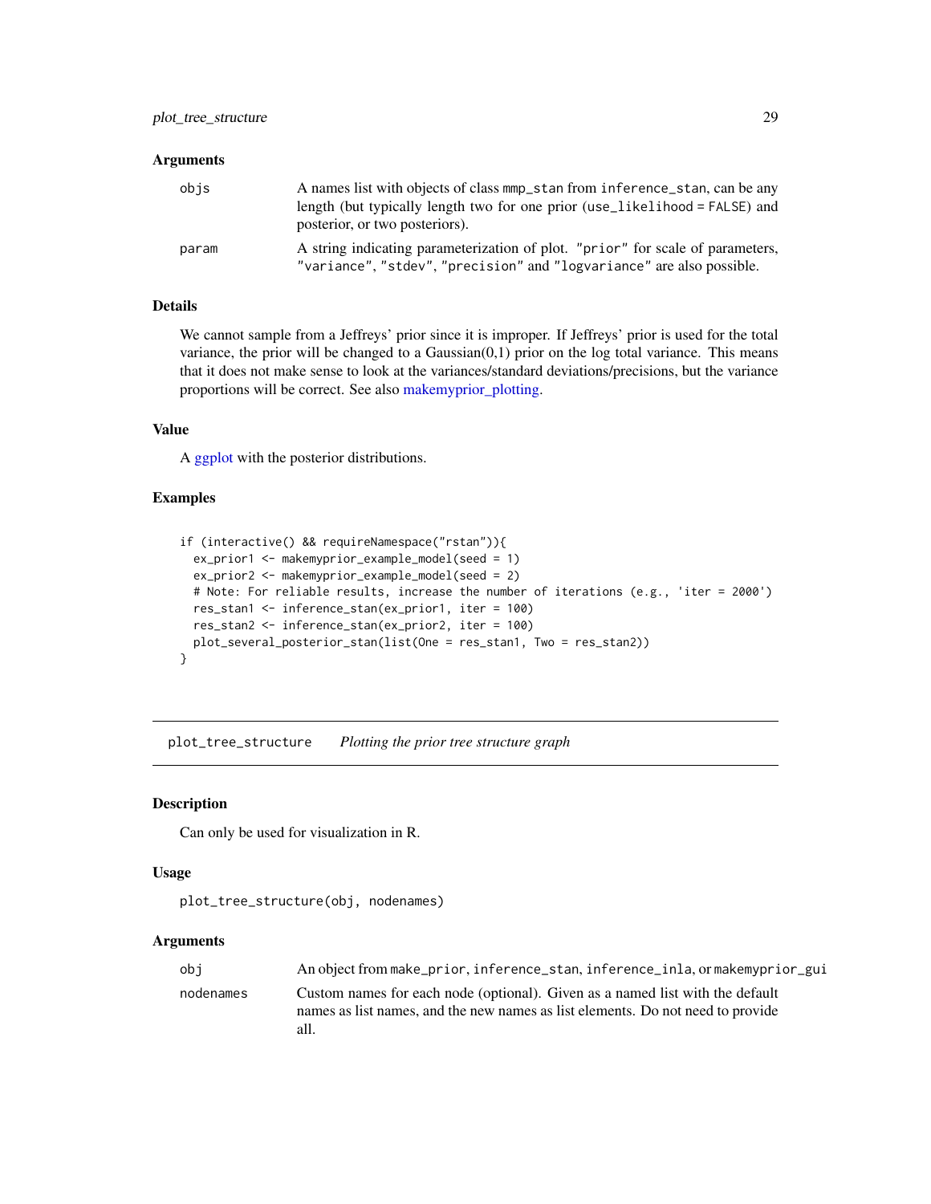### Arguments

| | |
|---|---|
| objs | A names list with objects of class mmp_stan from inference_stan, can be any length (but typically length two for one prior (use_likelihood = FALSE) and posterior, or two posteriors). |
| param | A string indicating parameterization of plot. "prior" for scale of parameters, "variance", "stdev", "precision" and "logvariance" are also possible. |

### Details

We cannot sample from a Jeffreys' prior since it is improper. If Jeffreys' prior is used for the total variance, the prior will be changed to a Gaussian(0,1) prior on the log total variance. This means that it does not make sense to look at the variances/standard deviations/precisions, but the variance proportions will be correct. See also makemyprior_plotting.

### Value

A ggplot with the posterior distributions.

### Examples

```
if (interactive() && requireNamespace("rstan")){
  ex_prior1 <- makemyprior_example_model(seed = 1)
  ex_prior2 <- makemyprior_example_model(seed = 2)
  # Note: For reliable results, increase the number of iterations (e.g., 'iter = 2000')
  res_stan1 <- inference_stan(ex_prior1, iter = 100)
  res_stan2 <- inference_stan(ex_prior2, iter = 100)
  plot_several_posterior_stan(list(One = res_stan1, Two = res_stan2))
}
```

---

## plot_tree_structure *Plotting the prior tree structure graph*

### Description

Can only be used for visualization in R.

### Usage

```
plot_tree_structure(obj, nodenames)
```

### Arguments

| | |
|---|---|
| obj | An object from make_prior, inference_stan, inference_inla, or makemyprior_gui |
| nodenames | Custom names for each node (optional). Given as a named list with the default names as list names, and the new names as list elements. Do not need to provide all. |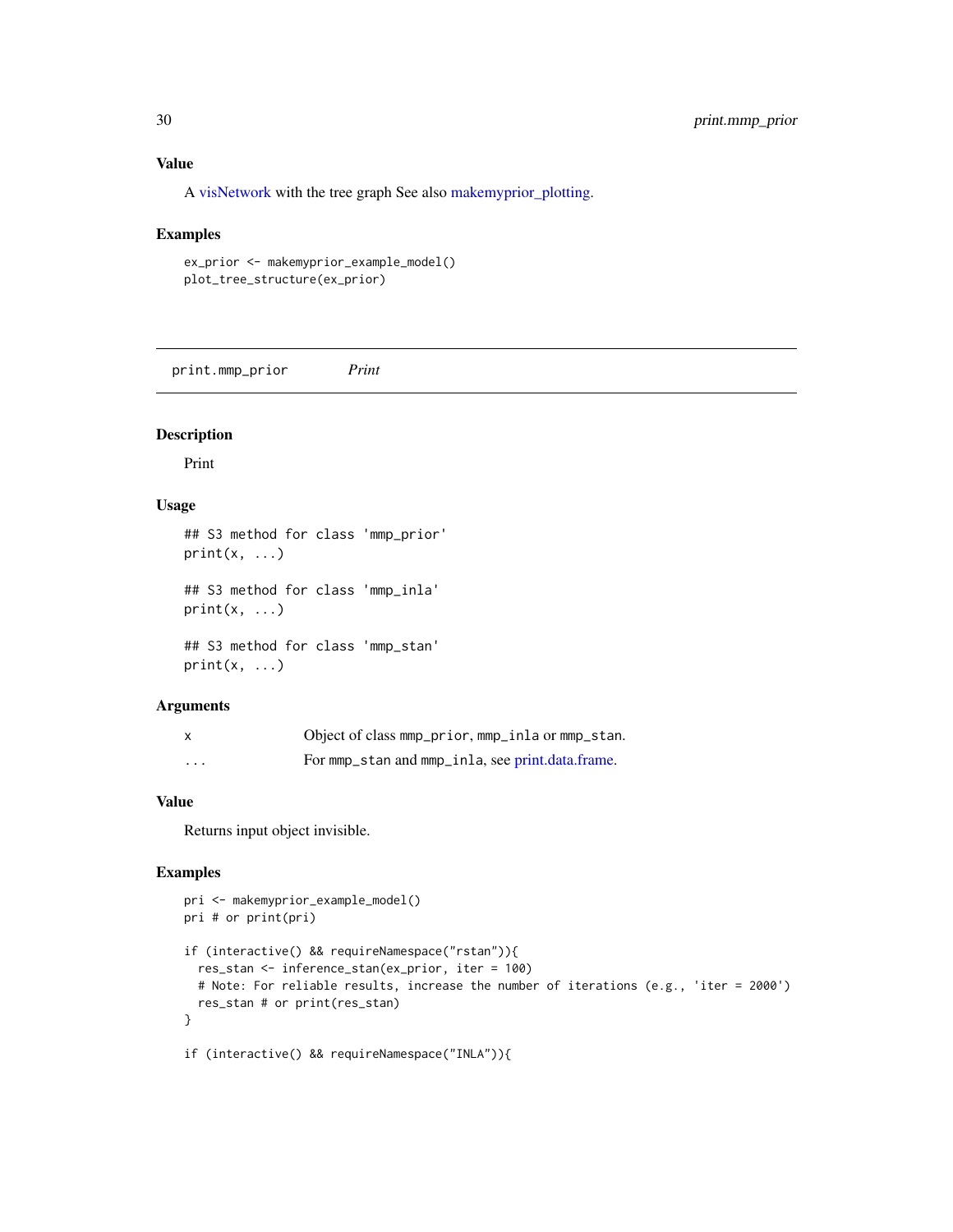## Value

A visNetwork with the tree graph See also makemyprior_plotting.

## Examples

```
ex_prior <- makemyprior_example_model()
plot_tree_structure(ex_prior)
```

---

print.mmp_prior *Print*

---

## Description

Print

## Usage

```
## S3 method for class 'mmp_prior'
print(x, ...)

## S3 method for class 'mmp_inla'
print(x, ...)

## S3 method for class 'mmp_stan'
print(x, ...)
```

## Arguments

| | |
|---|---|
| x | Object of class mmp_prior, mmp_inla or mmp_stan. |
| ... | For mmp_stan and mmp_inla, see print.data.frame. |

## Value

Returns input object invisible.

## Examples

```
pri <- makemyprior_example_model()
pri # or print(pri)

if (interactive() && requireNamespace("rstan")){
  res_stan <- inference_stan(ex_prior, iter = 100)
  # Note: For reliable results, increase the number of iterations (e.g., 'iter = 2000')
  res_stan # or print(res_stan)
}

if (interactive() && requireNamespace("INLA")){
```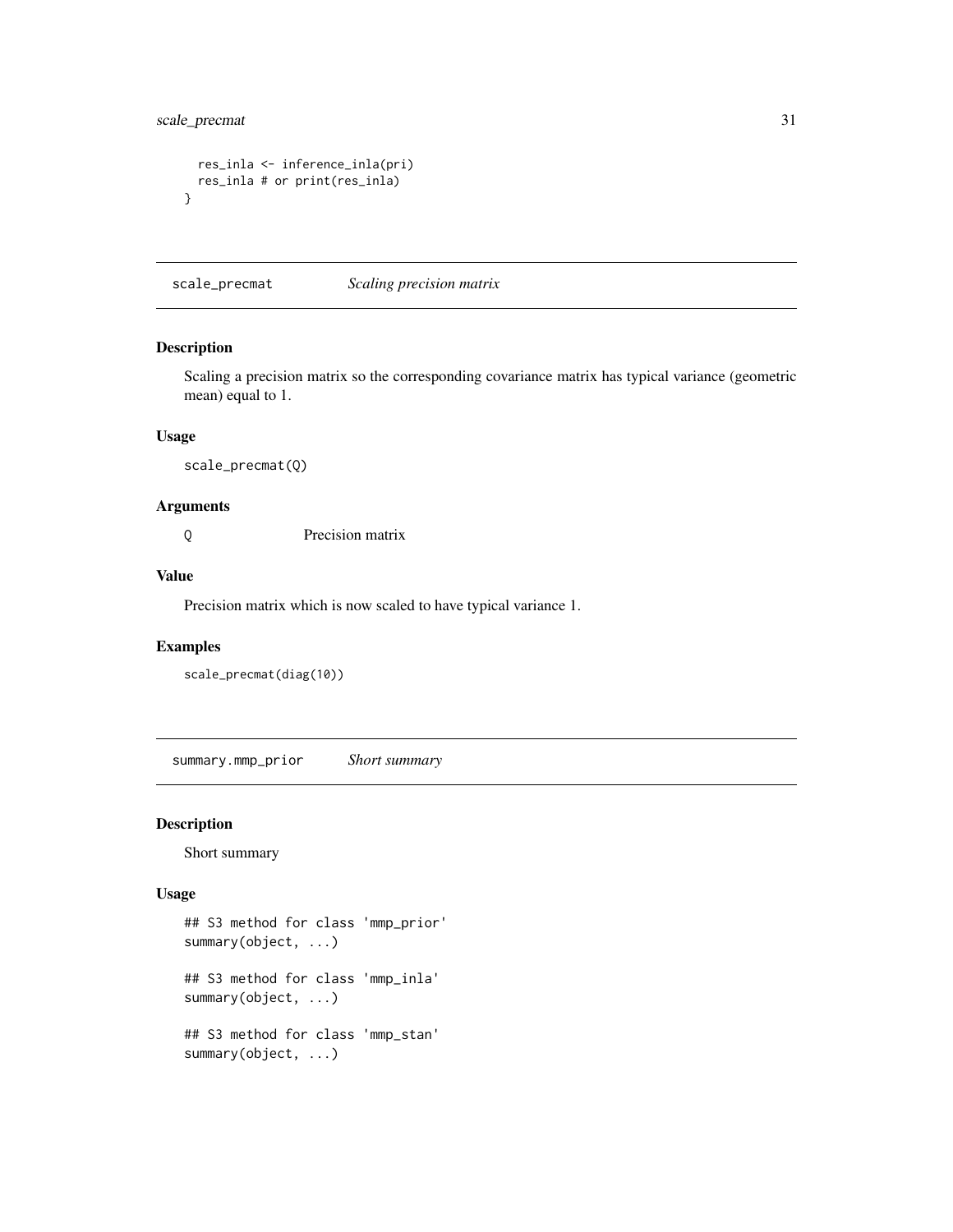```
  res_inla <- inference_inla(pri)
  res_inla # or print(res_inla)
}
```

## scale_precmat *Scaling precision matrix*

### Description

Scaling a precision matrix so the corresponding covariance matrix has typical variance (geometric mean) equal to 1.

### Usage

```
scale_precmat(Q)
```

### Arguments

| | |
|---|---|
| Q | Precision matrix |

### Value

Precision matrix which is now scaled to have typical variance 1.

### Examples

```
scale_precmat(diag(10))
```

## summary.mmp_prior *Short summary*

### Description

Short summary

### Usage

```
## S3 method for class 'mmp_prior'
summary(object, ...)

## S3 method for class 'mmp_inla'
summary(object, ...)

## S3 method for class 'mmp_stan'
summary(object, ...)
```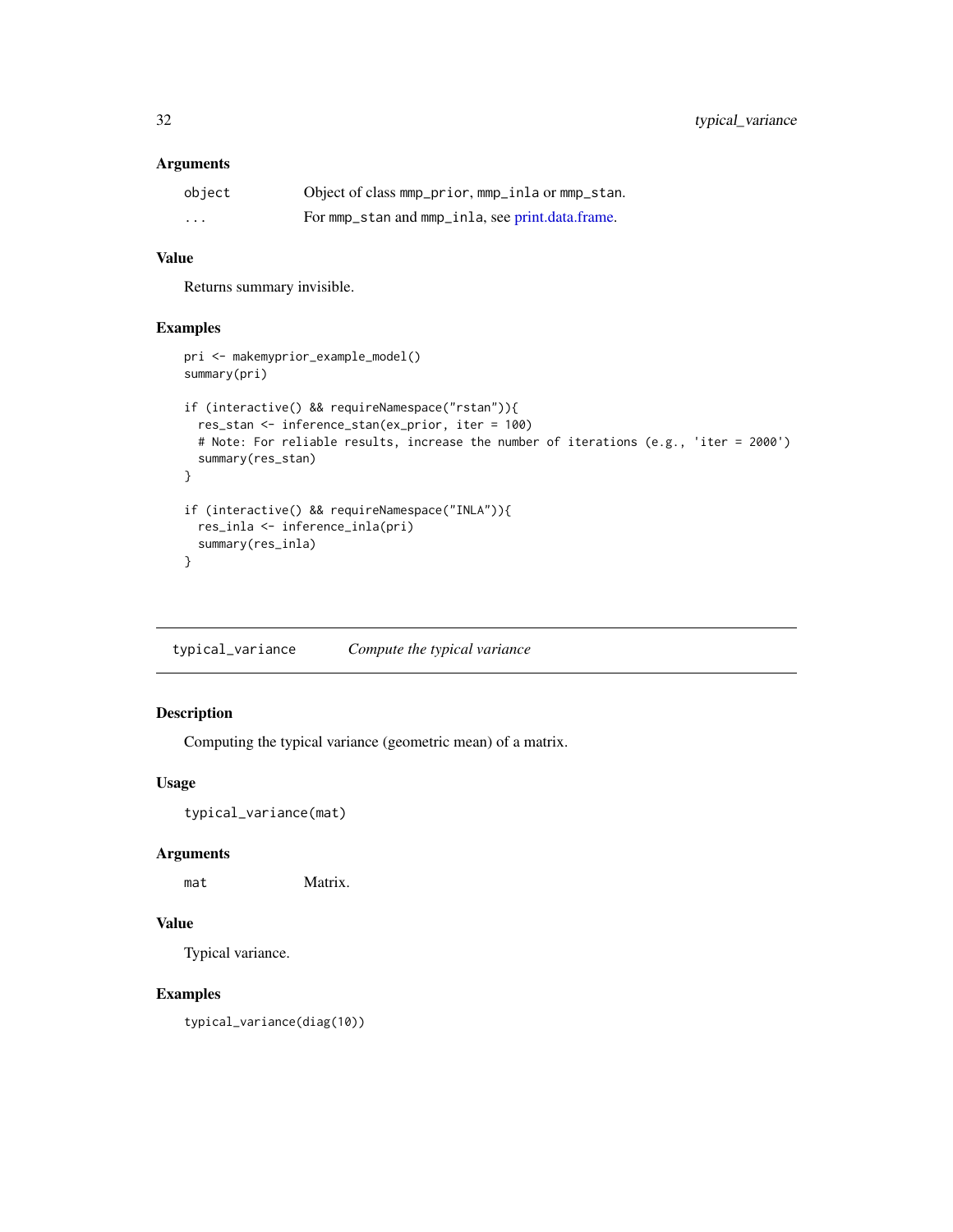## Arguments

| | |
|---|---|
| object | Object of class mmp_prior, mmp_inla or mmp_stan. |
| ... | For mmp_stan and mmp_inla, see print.data.frame. |

## Value

Returns summary invisible.

## Examples

```
pri <- makemyprior_example_model()
summary(pri)

if (interactive() && requireNamespace("rstan")){
  res_stan <- inference_stan(ex_prior, iter = 100)
  # Note: For reliable results, increase the number of iterations (e.g., 'iter = 2000')
  summary(res_stan)
}

if (interactive() && requireNamespace("INLA")){
  res_inla <- inference_inla(pri)
  summary(res_inla)
}
```

---

# typical_variance — *Compute the typical variance*

## Description

Computing the typical variance (geometric mean) of a matrix.

## Usage

```
typical_variance(mat)
```

## Arguments

| | |
|---|---|
| mat | Matrix. |

## Value

Typical variance.

## Examples

```
typical_variance(diag(10))
```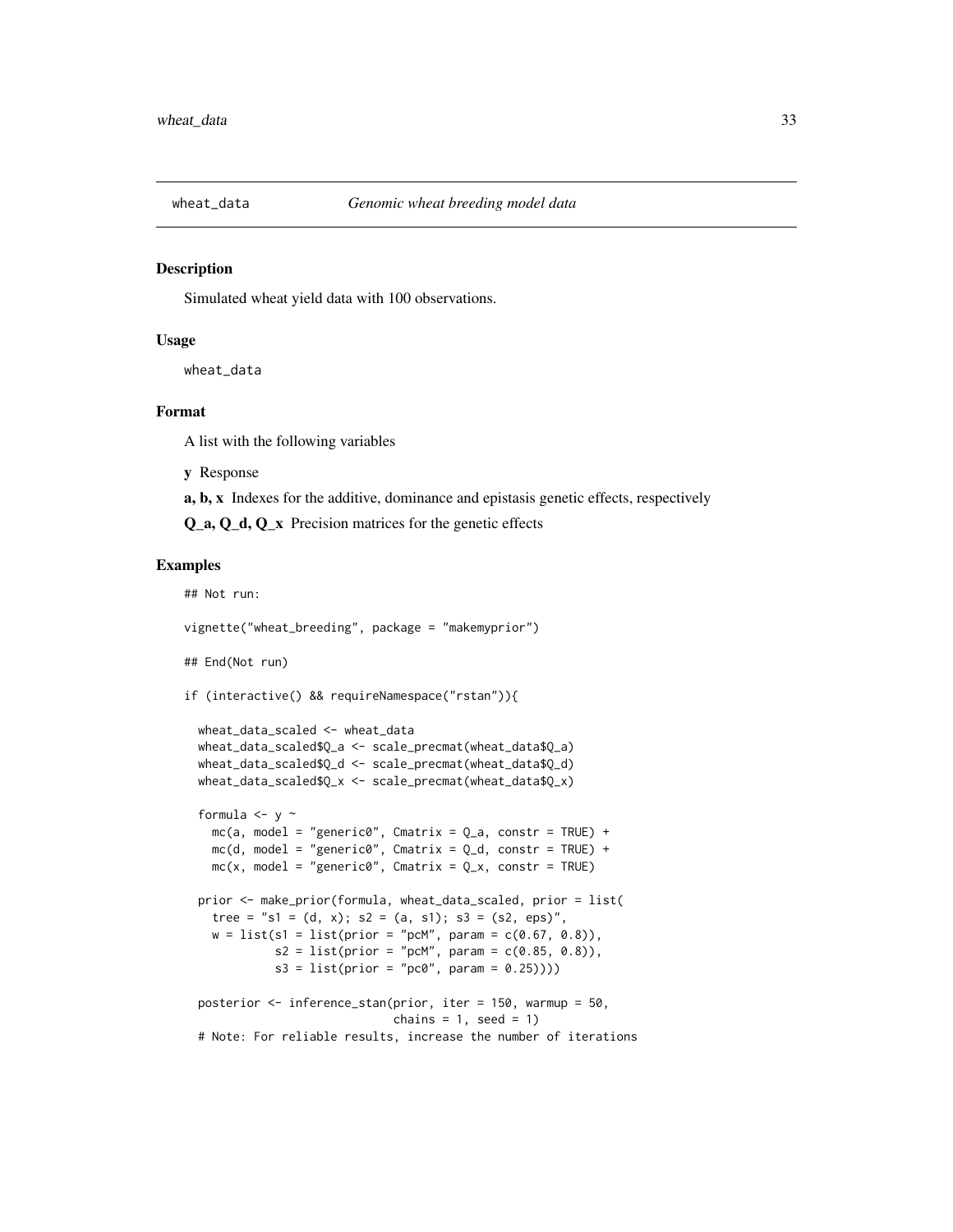wheat_data    *Genomic wheat breeding model data*

### Description

Simulated wheat yield data with 100 observations.

### Usage

```
wheat_data
```

### Format

A list with the following variables

**y** Response

**a, b, x** Indexes for the additive, dominance and epistasis genetic effects, respectively

**Q_a, Q_d, Q_x** Precision matrices for the genetic effects

### Examples

```
## Not run:

vignette("wheat_breeding", package = "makemyprior")

## End(Not run)

if (interactive() && requireNamespace("rstan")){

  wheat_data_scaled <- wheat_data
  wheat_data_scaled$Q_a <- scale_precmat(wheat_data$Q_a)
  wheat_data_scaled$Q_d <- scale_precmat(wheat_data$Q_d)
  wheat_data_scaled$Q_x <- scale_precmat(wheat_data$Q_x)

  formula <- y ~
    mc(a, model = "generic0", Cmatrix = Q_a, constr = TRUE) +
    mc(d, model = "generic0", Cmatrix = Q_d, constr = TRUE) +
    mc(x, model = "generic0", Cmatrix = Q_x, constr = TRUE)

  prior <- make_prior(formula, wheat_data_scaled, prior = list(
    tree = "s1 = (d, x); s2 = (a, s1); s3 = (s2, eps)",
    w = list(s1 = list(prior = "pcM", param = c(0.67, 0.8)),
             s2 = list(prior = "pcM", param = c(0.85, 0.8)),
             s3 = list(prior = "pc0", param = 0.25))))

  posterior <- inference_stan(prior, iter = 150, warmup = 50,
                              chains = 1, seed = 1)
  # Note: For reliable results, increase the number of iterations
```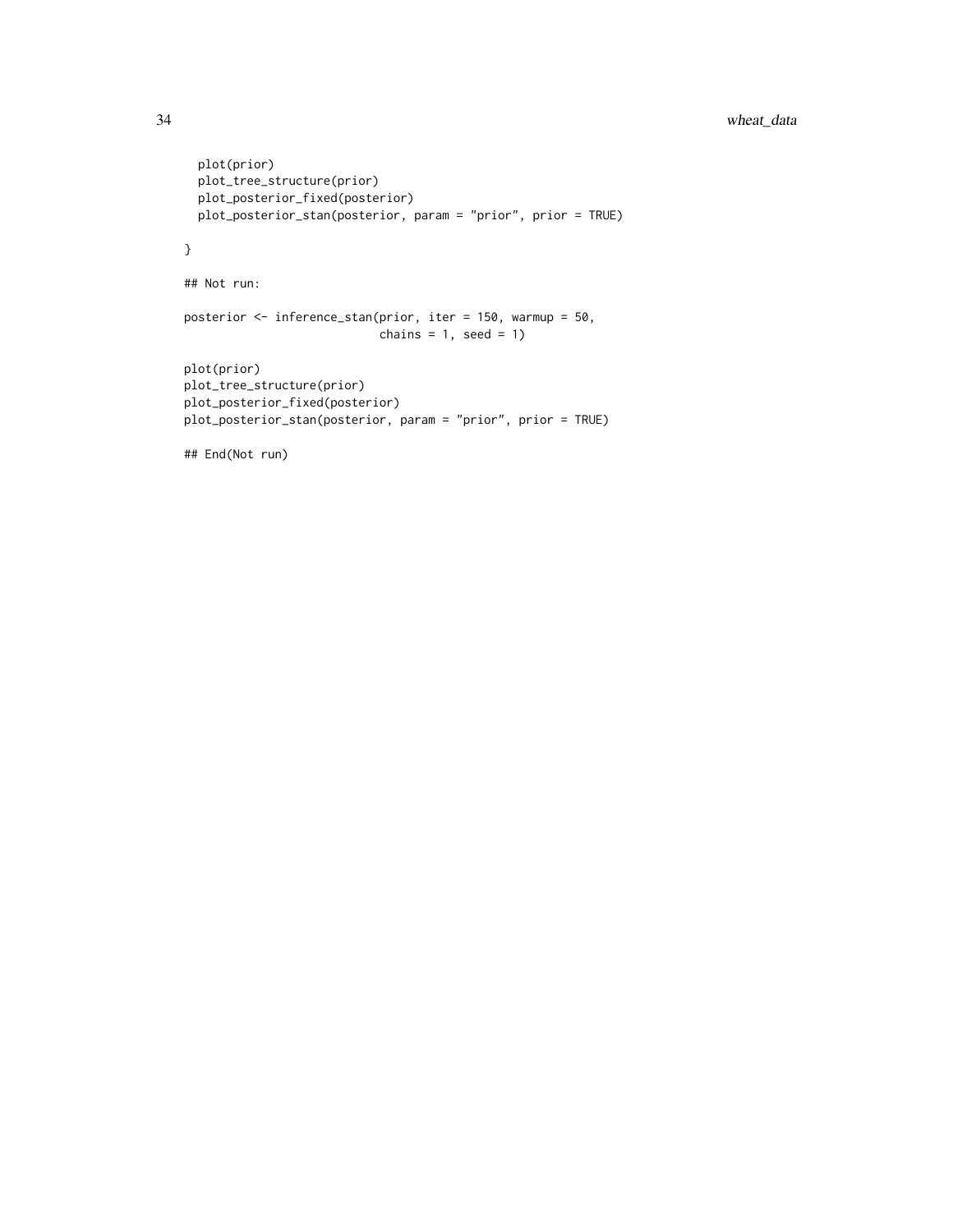```
  plot(prior)
  plot_tree_structure(prior)
  plot_posterior_fixed(posterior)
  plot_posterior_stan(posterior, param = "prior", prior = TRUE)

}

## Not run:

posterior <- inference_stan(prior, iter = 150, warmup = 50,
                            chains = 1, seed = 1)

plot(prior)
plot_tree_structure(prior)
plot_posterior_fixed(posterior)
plot_posterior_stan(posterior, param = "prior", prior = TRUE)

## End(Not run)
```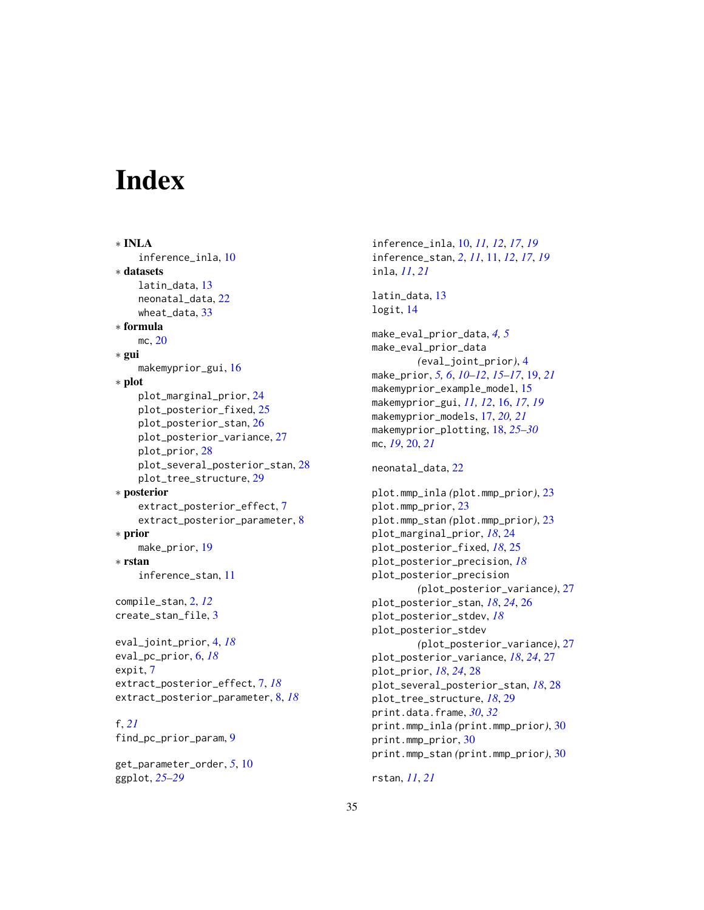# Index

∗ **INLA**
inference_inla, 10

∗ **datasets**
latin_data, 13
neonatal_data, 22
wheat_data, 33

∗ **formula**
mc, 20

∗ **gui**
makemyprior_gui, 16

∗ **plot**
plot_marginal_prior, 24
plot_posterior_fixed, 25
plot_posterior_stan, 26
plot_posterior_variance, 27
plot_prior, 28
plot_several_posterior_stan, 28
plot_tree_structure, 29

∗ **posterior**
extract_posterior_effect, 7
extract_posterior_parameter, 8

∗ **prior**
make_prior, 19

∗ **rstan**
inference_stan, 11

compile_stan, 2, *12*
create_stan_file, 3

eval_joint_prior, 4, *18*
eval_pc_prior, 6, *18*
expit, 7
extract_posterior_effect, 7, *18*
extract_posterior_parameter, 8, *18*

f, *21*
find_pc_prior_param, 9

get_parameter_order, *5*, 10
ggplot, *25–29*

inference_inla, 10, *11*, *12*, *17*, *19*
inference_stan, *2*, *11*, 11, *12*, *17*, *19*
inla, *11*, *21*

latin_data, 13
logit, 14

make_eval_prior_data, *4, 5*
make_eval_prior_data
(eval_joint_prior), 4
make_prior, *5, 6*, *10–12*, *15–17*, 19, *21*
makemyprior_example_model, 15
makemyprior_gui, *11, 12*, 16, *17*, *19*
makemyprior_models, 17, *20, 21*
makemyprior_plotting, 18, *25–30*
mc, *19*, 20, *21*

neonatal_data, 22

plot.mmp_inla (plot.mmp_prior), 23
plot.mmp_prior, 23
plot.mmp_stan (plot.mmp_prior), 23
plot_marginal_prior, *18*, 24
plot_posterior_fixed, *18*, 25
plot_posterior_precision, *18*
plot_posterior_precision
(plot_posterior_variance), 27
plot_posterior_stan, *18*, *24*, 26
plot_posterior_stdev, *18*
plot_posterior_stdev
(plot_posterior_variance), 27
plot_posterior_variance, *18*, *24*, 27
plot_prior, *18*, *24*, 28
plot_several_posterior_stan, *18*, 28
plot_tree_structure, *18*, 29
print.data.frame, *30*, *32*
print.mmp_inla (print.mmp_prior), 30
print.mmp_prior, 30
print.mmp_stan (print.mmp_prior), 30

rstan, *11*, *21*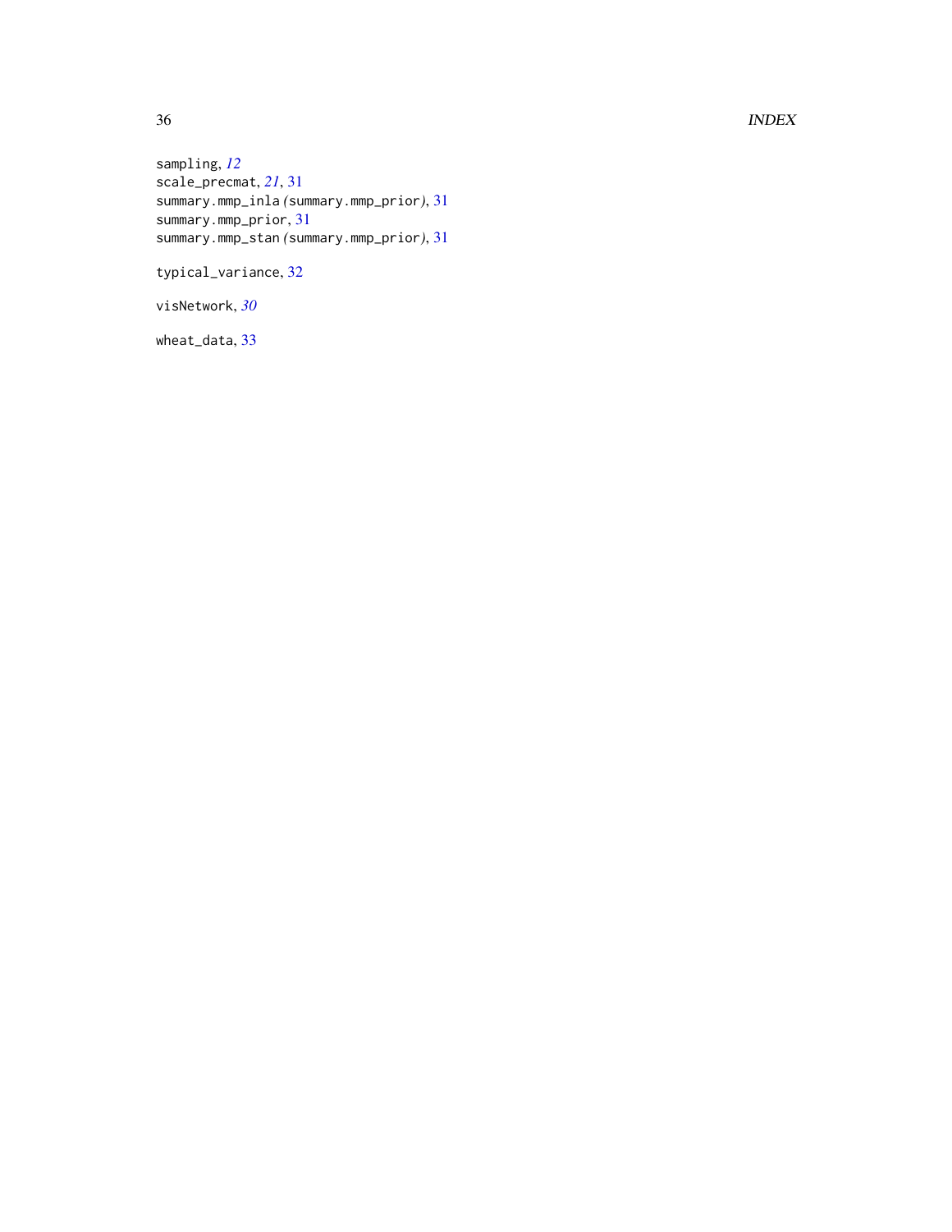sampling, *12*
scale_precmat, *21*, 31
summary.mmp_inla *(*summary.mmp_prior*)*, 31
summary.mmp_prior, 31
summary.mmp_stan *(*summary.mmp_prior*)*, 31

typical_variance, 32

visNetwork, *30*

wheat_data, 33